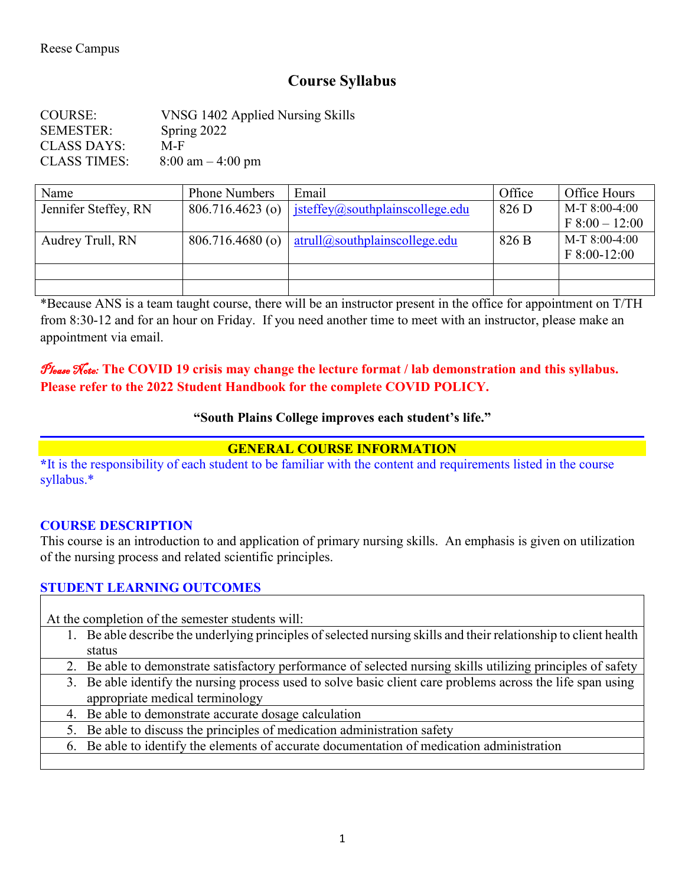Reese Campus

# Course Syllabus

COURSE: VNSG 1402 Applied Nursing Skills
SEMESTER: Spring 2022
CLASS DAYS: M-F
CLASS TIMES: 8:00 am – 4:00 pm

| Name | Phone Numbers | Email | Office | Office Hours |
|---|---|---|---|---|
| Jennifer Steffey, RN | 806.716.4623 (o) | jsteffey@southplainscollege.edu | 826 D | M-T 8:00-4:00<br>F 8:00 – 12:00 |
| Audrey Trull, RN | 806.716.4680 (o) | atrull@southplainscollege.edu | 826 B | M-T 8:00-4:00<br>F 8:00-12:00 |
| | | | | |
| | | | | |

*Because ANS is a team taught course, there will be an instructor present in the office for appointment on T/TH from 8:30-12 and for an hour on Friday. If you need another time to meet with an instructor, please make an appointment via email.

***Please Note:* The COVID 19 crisis may change the lecture format / lab demonstration and this syllabus. Please refer to the 2022 Student Handbook for the complete COVID POLICY.**

**"South Plains College improves each student's life."**

## GENERAL COURSE INFORMATION

***It is the responsibility of each student to be familiar with the content and requirements listed in the course syllabus.***

### COURSE DESCRIPTION

This course is an introduction to and application of primary nursing skills. An emphasis is given on utilization of the nursing process and related scientific principles.

### STUDENT LEARNING OUTCOMES

At the completion of the semester students will:

1. Be able describe the underlying principles of selected nursing skills and their relationship to client health status
2. Be able to demonstrate satisfactory performance of selected nursing skills utilizing principles of safety
3. Be able identify the nursing process used to solve basic client care problems across the life span using appropriate medical terminology
4. Be able to demonstrate accurate dosage calculation
5. Be able to discuss the principles of medication administration safety
6. Be able to identify the elements of accurate documentation of medication administration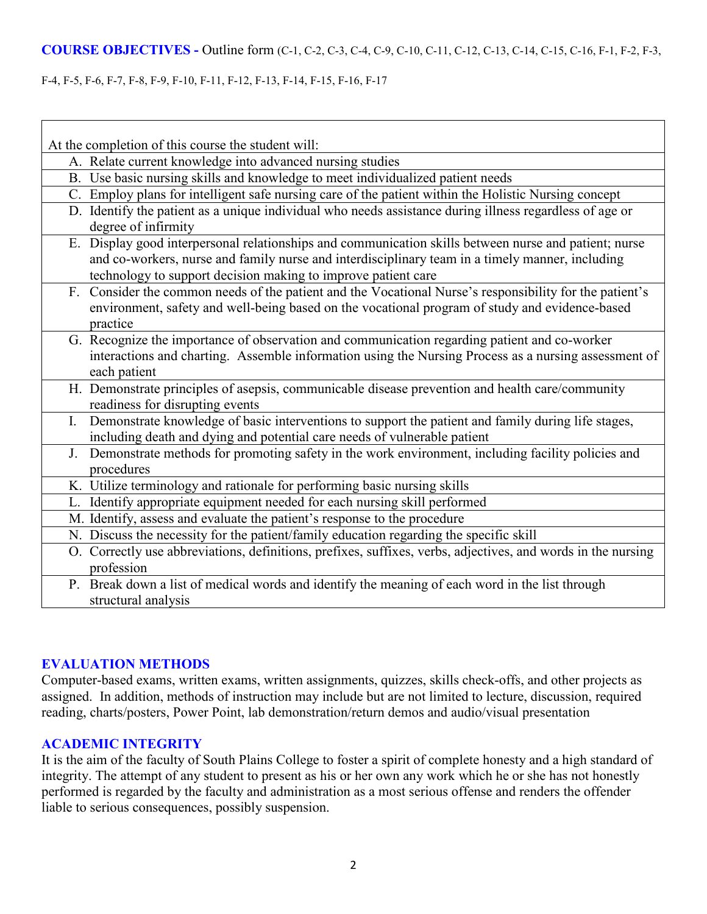## COURSE OBJECTIVES - Outline form (C-1, C-2, C-3, C-4, C-9, C-10, C-11, C-12, C-13, C-14, C-15, C-16, F-1, F-2, F-3, F-4, F-5, F-6, F-7, F-8, F-9, F-10, F-11, F-12, F-13, F-14, F-15, F-16, F-17

| At the completion of this course the student will: |
|---|
| A. Relate current knowledge into advanced nursing studies |
| B. Use basic nursing skills and knowledge to meet individualized patient needs |
| C. Employ plans for intelligent safe nursing care of the patient within the Holistic Nursing concept |
| D. Identify the patient as a unique individual who needs assistance during illness regardless of age or degree of infirmity |
| E. Display good interpersonal relationships and communication skills between nurse and patient; nurse and co-workers, nurse and family nurse and interdisciplinary team in a timely manner, including technology to support decision making to improve patient care |
| F. Consider the common needs of the patient and the Vocational Nurse's responsibility for the patient's environment, safety and well-being based on the vocational program of study and evidence-based practice |
| G. Recognize the importance of observation and communication regarding patient and co-worker interactions and charting. Assemble information using the Nursing Process as a nursing assessment of each patient |
| H. Demonstrate principles of asepsis, communicable disease prevention and health care/community readiness for disrupting events |
| I. Demonstrate knowledge of basic interventions to support the patient and family during life stages, including death and dying and potential care needs of vulnerable patient |
| J. Demonstrate methods for promoting safety in the work environment, including facility policies and procedures |
| K. Utilize terminology and rationale for performing basic nursing skills |
| L. Identify appropriate equipment needed for each nursing skill performed |
| M. Identify, assess and evaluate the patient's response to the procedure |
| N. Discuss the necessity for the patient/family education regarding the specific skill |
| O. Correctly use abbreviations, definitions, prefixes, suffixes, verbs, adjectives, and words in the nursing profession |
| P. Break down a list of medical words and identify the meaning of each word in the list through structural analysis |

## EVALUATION METHODS

Computer-based exams, written exams, written assignments, quizzes, skills check-offs, and other projects as assigned. In addition, methods of instruction may include but are not limited to lecture, discussion, required reading, charts/posters, Power Point, lab demonstration/return demos and audio/visual presentation

## ACADEMIC INTEGRITY

It is the aim of the faculty of South Plains College to foster a spirit of complete honesty and a high standard of integrity. The attempt of any student to present as his or her own any work which he or she has not honestly performed is regarded by the faculty and administration as a most serious offense and renders the offender liable to serious consequences, possibly suspension.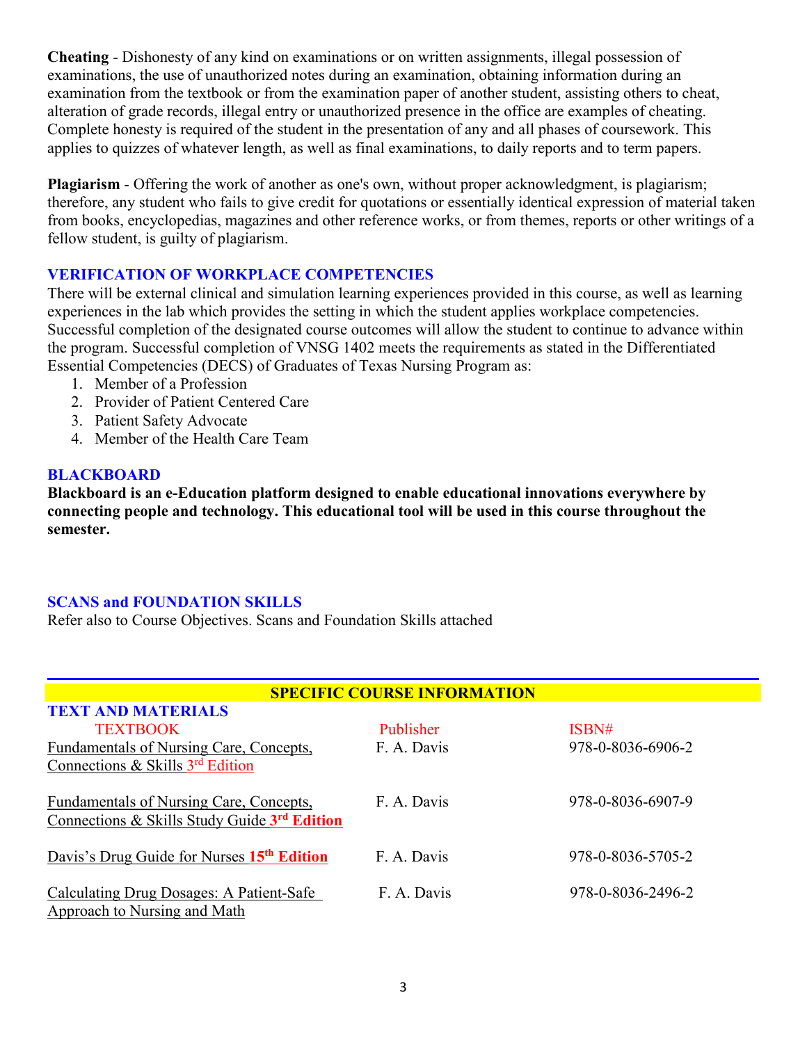**Cheating** - Dishonesty of any kind on examinations or on written assignments, illegal possession of examinations, the use of unauthorized notes during an examination, obtaining information during an examination from the textbook or from the examination paper of another student, assisting others to cheat, alteration of grade records, illegal entry or unauthorized presence in the office are examples of cheating. Complete honesty is required of the student in the presentation of any and all phases of coursework. This applies to quizzes of whatever length, as well as final examinations, to daily reports and to term papers.

**Plagiarism** - Offering the work of another as one's own, without proper acknowledgment, is plagiarism; therefore, any student who fails to give credit for quotations or essentially identical expression of material taken from books, encyclopedias, magazines and other reference works, or from themes, reports or other writings of a fellow student, is guilty of plagiarism.

## VERIFICATION OF WORKPLACE COMPETENCIES

There will be external clinical and simulation learning experiences provided in this course, as well as learning experiences in the lab which provides the setting in which the student applies workplace competencies. Successful completion of the designated course outcomes will allow the student to continue to advance within the program. Successful completion of VNSG 1402 meets the requirements as stated in the Differentiated Essential Competencies (DECS) of Graduates of Texas Nursing Program as:

1. Member of a Profession
2. Provider of Patient Centered Care
3. Patient Safety Advocate
4. Member of the Health Care Team

## BLACKBOARD

**Blackboard is an e-Education platform designed to enable educational innovations everywhere by connecting people and technology. This educational tool will be used in this course throughout the semester.**

## SCANS and FOUNDATION SKILLS

Refer also to Course Objectives. Scans and Foundation Skills attached

## SPECIFIC COURSE INFORMATION

### TEXT AND MATERIALS

| TEXTBOOK | Publisher | ISBN# |
|---|---|---|
| Fundamentals of Nursing Care, Concepts, Connections & Skills 3rd Edition | F. A. Davis | 978-0-8036-6906-2 |
| Fundamentals of Nursing Care, Concepts, Connections & Skills Study Guide **3rd Edition** | F. A. Davis | 978-0-8036-6907-9 |
| Davis's Drug Guide for Nurses **15th Edition** | F. A. Davis | 978-0-8036-5705-2 |
| Calculating Drug Dosages: A Patient-Safe Approach to Nursing and Math | F. A. Davis | 978-0-8036-2496-2 |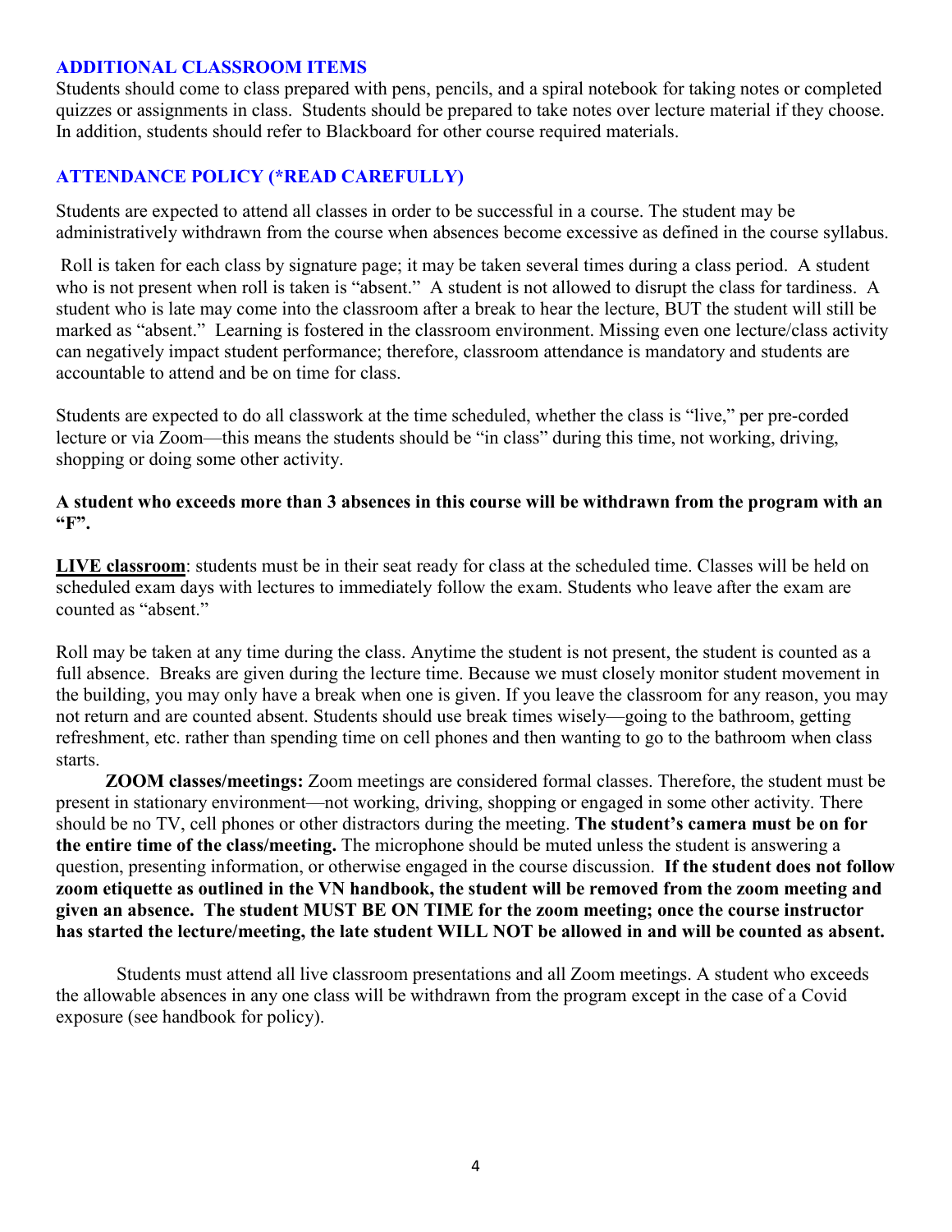## ADDITIONAL CLASSROOM ITEMS

Students should come to class prepared with pens, pencils, and a spiral notebook for taking notes or completed quizzes or assignments in class. Students should be prepared to take notes over lecture material if they choose. In addition, students should refer to Blackboard for other course required materials.

## ATTENDANCE POLICY (*READ CAREFULLY)

Students are expected to attend all classes in order to be successful in a course. The student may be administratively withdrawn from the course when absences become excessive as defined in the course syllabus.

Roll is taken for each class by signature page; it may be taken several times during a class period. A student who is not present when roll is taken is "absent." A student is not allowed to disrupt the class for tardiness. A student who is late may come into the classroom after a break to hear the lecture, BUT the student will still be marked as "absent." Learning is fostered in the classroom environment. Missing even one lecture/class activity can negatively impact student performance; therefore, classroom attendance is mandatory and students are accountable to attend and be on time for class.

Students are expected to do all classwork at the time scheduled, whether the class is "live," per pre-corded lecture or via Zoom—this means the students should be "in class" during this time, not working, driving, shopping or doing some other activity.

**A student who exceeds more than 3 absences in this course will be withdrawn from the program with an "F".**

**LIVE classroom**: students must be in their seat ready for class at the scheduled time. Classes will be held on scheduled exam days with lectures to immediately follow the exam. Students who leave after the exam are counted as "absent."

Roll may be taken at any time during the class. Anytime the student is not present, the student is counted as a full absence. Breaks are given during the lecture time. Because we must closely monitor student movement in the building, you may only have a break when one is given. If you leave the classroom for any reason, you may not return and are counted absent. Students should use break times wisely—going to the bathroom, getting refreshment, etc. rather than spending time on cell phones and then wanting to go to the bathroom when class starts.

**ZOOM classes/meetings:** Zoom meetings are considered formal classes. Therefore, the student must be present in stationary environment—not working, driving, shopping or engaged in some other activity. There should be no TV, cell phones or other distractors during the meeting. **The student's camera must be on for the entire time of the class/meeting.** The microphone should be muted unless the student is answering a question, presenting information, or otherwise engaged in the course discussion. **If the student does not follow zoom etiquette as outlined in the VN handbook, the student will be removed from the zoom meeting and given an absence. The student MUST BE ON TIME for the zoom meeting; once the course instructor has started the lecture/meeting, the late student WILL NOT be allowed in and will be counted as absent.**

Students must attend all live classroom presentations and all Zoom meetings. A student who exceeds the allowable absences in any one class will be withdrawn from the program except in the case of a Covid exposure (see handbook for policy).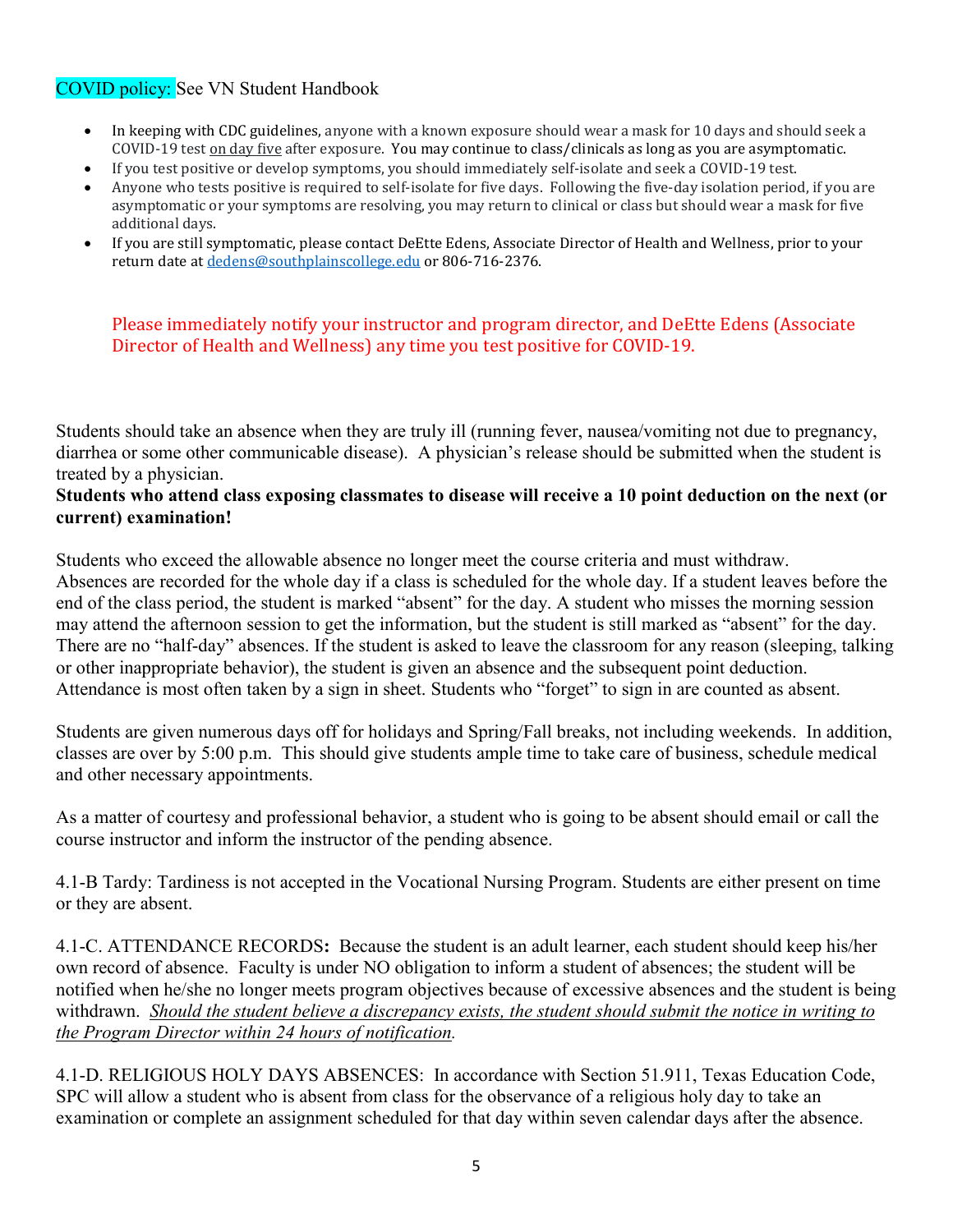COVID policy: See VN Student Handbook

- In keeping with CDC guidelines, anyone with a known exposure should wear a mask for 10 days and should seek a COVID-19 test on day five after exposure. You may continue to class/clinicals as long as you are asymptomatic.
- If you test positive or develop symptoms, you should immediately self-isolate and seek a COVID-19 test.
- Anyone who tests positive is required to self-isolate for five days. Following the five-day isolation period, if you are asymptomatic or your symptoms are resolving, you may return to clinical or class but should wear a mask for five additional days.
- If you are still symptomatic, please contact DeEtte Edens, Associate Director of Health and Wellness, prior to your return date at dedens@southplainscollege.edu or 806-716-2376.

Please immediately notify your instructor and program director, and DeEtte Edens (Associate Director of Health and Wellness) any time you test positive for COVID-19.

Students should take an absence when they are truly ill (running fever, nausea/vomiting not due to pregnancy, diarrhea or some other communicable disease). A physician's release should be submitted when the student is treated by a physician.

**Students who attend class exposing classmates to disease will receive a 10 point deduction on the next (or current) examination!**

Students who exceed the allowable absence no longer meet the course criteria and must withdraw. Absences are recorded for the whole day if a class is scheduled for the whole day. If a student leaves before the end of the class period, the student is marked "absent" for the day. A student who misses the morning session may attend the afternoon session to get the information, but the student is still marked as "absent" for the day. There are no "half-day" absences. If the student is asked to leave the classroom for any reason (sleeping, talking or other inappropriate behavior), the student is given an absence and the subsequent point deduction. Attendance is most often taken by a sign in sheet. Students who "forget" to sign in are counted as absent.

Students are given numerous days off for holidays and Spring/Fall breaks, not including weekends. In addition, classes are over by 5:00 p.m. This should give students ample time to take care of business, schedule medical and other necessary appointments.

As a matter of courtesy and professional behavior, a student who is going to be absent should email or call the course instructor and inform the instructor of the pending absence.

4.1-B Tardy: Tardiness is not accepted in the Vocational Nursing Program. Students are either present on time or they are absent.

4.1-C. ATTENDANCE RECORDS**:** Because the student is an adult learner, each student should keep his/her own record of absence. Faculty is under NO obligation to inform a student of absences; the student will be notified when he/she no longer meets program objectives because of excessive absences and the student is being withdrawn. *Should the student believe a discrepancy exists, the student should submit the notice in writing to the Program Director within 24 hours of notification.*

4.1-D. RELIGIOUS HOLY DAYS ABSENCES: In accordance with Section 51.911, Texas Education Code, SPC will allow a student who is absent from class for the observance of a religious holy day to take an examination or complete an assignment scheduled for that day within seven calendar days after the absence.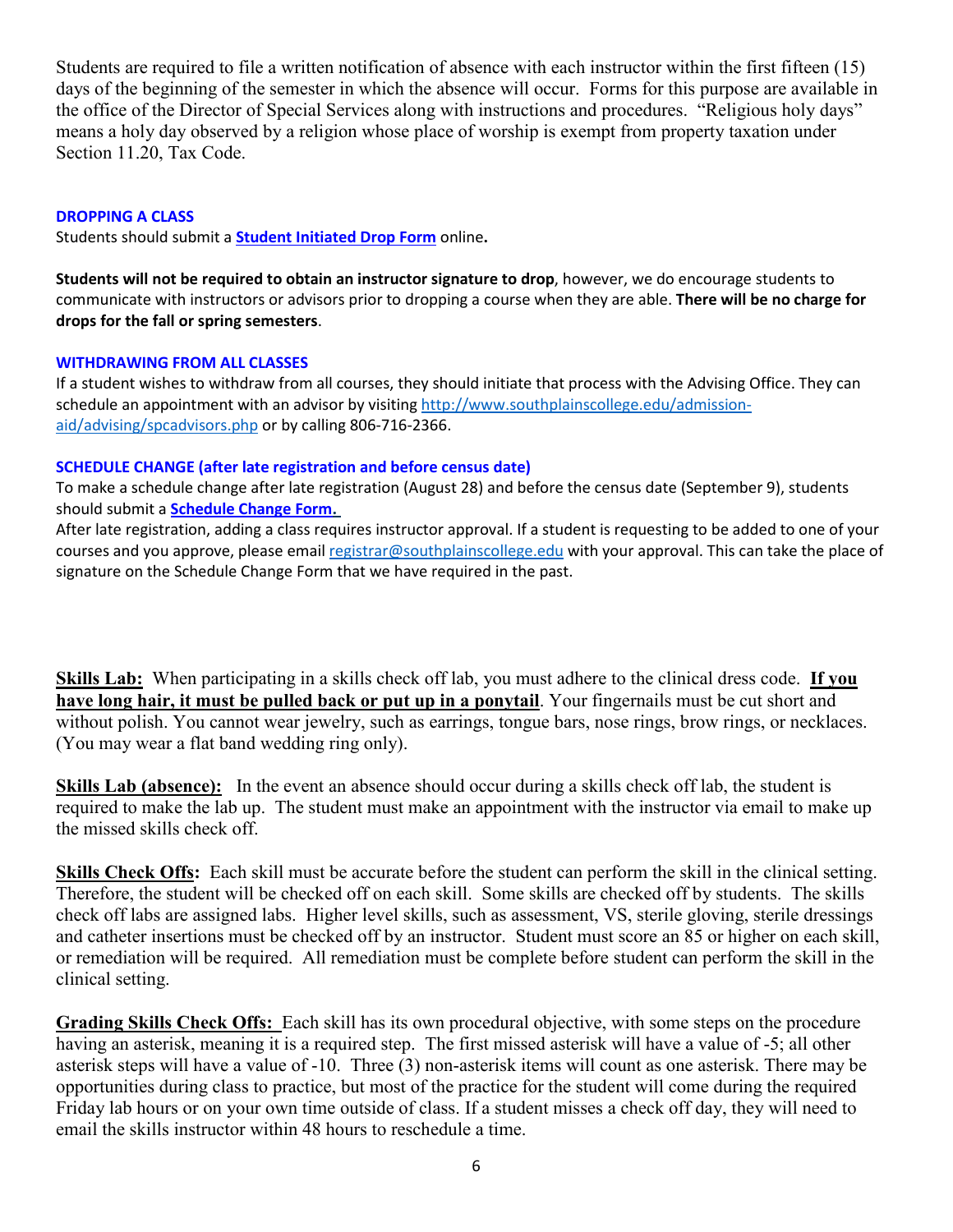Students are required to file a written notification of absence with each instructor within the first fifteen (15) days of the beginning of the semester in which the absence will occur. Forms for this purpose are available in the office of the Director of Special Services along with instructions and procedures. "Religious holy days" means a holy day observed by a religion whose place of worship is exempt from property taxation under Section 11.20, Tax Code.

### DROPPING A CLASS

Students should submit a **[Student Initiated Drop Form](#)** online**.**

**Students will not be required to obtain an instructor signature to drop**, however, we do encourage students to communicate with instructors or advisors prior to dropping a course when they are able. **There will be no charge for drops for the fall or spring semesters**.

### WITHDRAWING FROM ALL CLASSES

If a student wishes to withdraw from all courses, they should initiate that process with the Advising Office. They can schedule an appointment with an advisor by visiting http://www.southplainscollege.edu/admission-aid/advising/spcadvisors.php or by calling 806-716-2366.

### SCHEDULE CHANGE (after late registration and before census date)

To make a schedule change after late registration (August 28) and before the census date (September 9), students should submit a **[Schedule Change Form.](#)**

After late registration, adding a class requires instructor approval. If a student is requesting to be added to one of your courses and you approve, please email registrar@southplainscollege.edu with your approval. This can take the place of signature on the Schedule Change Form that we have required in the past.

**Skills Lab:** When participating in a skills check off lab, you must adhere to the clinical dress code. **If you have long hair, it must be pulled back or put up in a ponytail**. Your fingernails must be cut short and without polish. You cannot wear jewelry, such as earrings, tongue bars, nose rings, brow rings, or necklaces. (You may wear a flat band wedding ring only).

**Skills Lab (absence):** In the event an absence should occur during a skills check off lab, the student is required to make the lab up. The student must make an appointment with the instructor via email to make up the missed skills check off.

**Skills Check Offs:** Each skill must be accurate before the student can perform the skill in the clinical setting. Therefore, the student will be checked off on each skill. Some skills are checked off by students. The skills check off labs are assigned labs. Higher level skills, such as assessment, VS, sterile gloving, sterile dressings and catheter insertions must be checked off by an instructor. Student must score an 85 or higher on each skill, or remediation will be required. All remediation must be complete before student can perform the skill in the clinical setting.

**Grading Skills Check Offs:** Each skill has its own procedural objective, with some steps on the procedure having an asterisk, meaning it is a required step. The first missed asterisk will have a value of -5; all other asterisk steps will have a value of -10. Three (3) non-asterisk items will count as one asterisk. There may be opportunities during class to practice, but most of the practice for the student will come during the required Friday lab hours or on your own time outside of class. If a student misses a check off day, they will need to email the skills instructor within 48 hours to reschedule a time.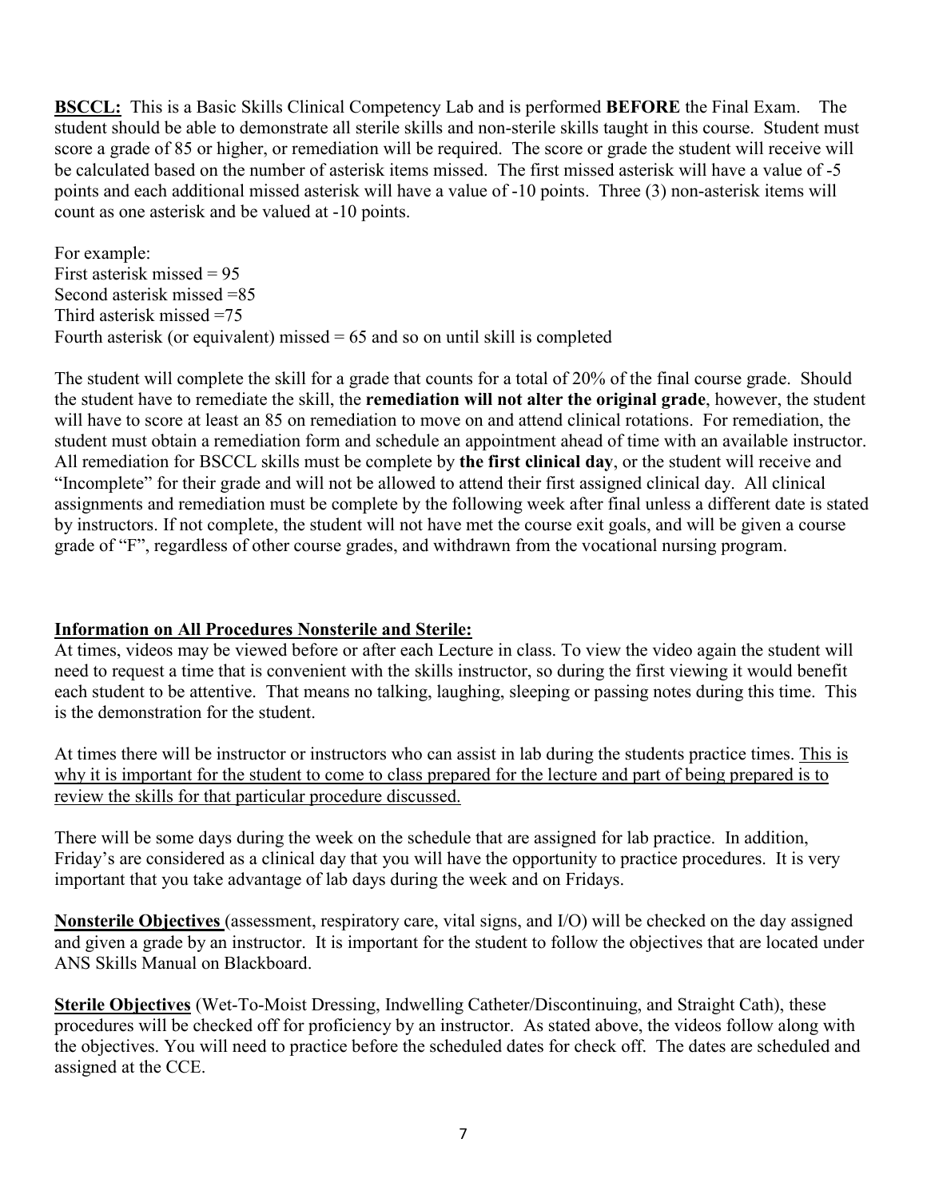**BSCCL:** This is a Basic Skills Clinical Competency Lab and is performed **BEFORE** the Final Exam. The student should be able to demonstrate all sterile skills and non-sterile skills taught in this course. Student must score a grade of 85 or higher, or remediation will be required. The score or grade the student will receive will be calculated based on the number of asterisk items missed. The first missed asterisk will have a value of -5 points and each additional missed asterisk will have a value of -10 points. Three (3) non-asterisk items will count as one asterisk and be valued at -10 points.

For example:
First asterisk missed = 95
Second asterisk missed =85
Third asterisk missed =75
Fourth asterisk (or equivalent) missed = 65 and so on until skill is completed

The student will complete the skill for a grade that counts for a total of 20% of the final course grade. Should the student have to remediate the skill, the **remediation will not alter the original grade**, however, the student will have to score at least an 85 on remediation to move on and attend clinical rotations. For remediation, the student must obtain a remediation form and schedule an appointment ahead of time with an available instructor. All remediation for BSCCL skills must be complete by **the first clinical day**, or the student will receive and "Incomplete" for their grade and will not be allowed to attend their first assigned clinical day. All clinical assignments and remediation must be complete by the following week after final unless a different date is stated by instructors. If not complete, the student will not have met the course exit goals, and will be given a course grade of "F", regardless of other course grades, and withdrawn from the vocational nursing program.

**Information on All Procedures Nonsterile and Sterile:**

At times, videos may be viewed before or after each Lecture in class. To view the video again the student will need to request a time that is convenient with the skills instructor, so during the first viewing it would benefit each student to be attentive. That means no talking, laughing, sleeping or passing notes during this time. This is the demonstration for the student.

At times there will be instructor or instructors who can assist in lab during the students practice times. This is why it is important for the student to come to class prepared for the lecture and part of being prepared is to review the skills for that particular procedure discussed.

There will be some days during the week on the schedule that are assigned for lab practice. In addition, Friday's are considered as a clinical day that you will have the opportunity to practice procedures. It is very important that you take advantage of lab days during the week and on Fridays.

**Nonsterile Objectives** (assessment, respiratory care, vital signs, and I/O) will be checked on the day assigned and given a grade by an instructor. It is important for the student to follow the objectives that are located under ANS Skills Manual on Blackboard.

**Sterile Objectives** (Wet-To-Moist Dressing, Indwelling Catheter/Discontinuing, and Straight Cath), these procedures will be checked off for proficiency by an instructor. As stated above, the videos follow along with the objectives. You will need to practice before the scheduled dates for check off. The dates are scheduled and assigned at the CCE.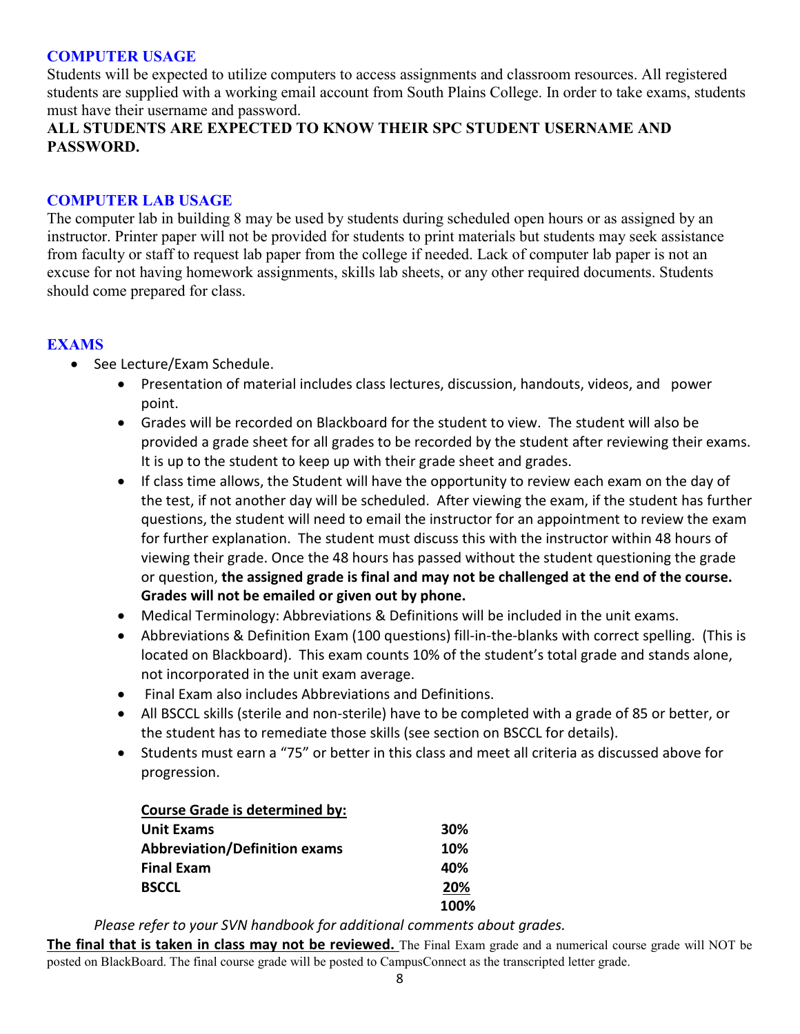## COMPUTER USAGE

Students will be expected to utilize computers to access assignments and classroom resources. All registered students are supplied with a working email account from South Plains College. In order to take exams, students must have their username and password.

**ALL STUDENTS ARE EXPECTED TO KNOW THEIR SPC STUDENT USERNAME AND PASSWORD.**

## COMPUTER LAB USAGE

The computer lab in building 8 may be used by students during scheduled open hours or as assigned by an instructor. Printer paper will not be provided for students to print materials but students may seek assistance from faculty or staff to request lab paper from the college if needed. Lack of computer lab paper is not an excuse for not having homework assignments, skills lab sheets, or any other required documents. Students should come prepared for class.

## EXAMS

- See Lecture/Exam Schedule.
  - Presentation of material includes class lectures, discussion, handouts, videos, and power point.
  - Grades will be recorded on Blackboard for the student to view. The student will also be provided a grade sheet for all grades to be recorded by the student after reviewing their exams. It is up to the student to keep up with their grade sheet and grades.
  - If class time allows, the Student will have the opportunity to review each exam on the day of the test, if not another day will be scheduled. After viewing the exam, if the student has further questions, the student will need to email the instructor for an appointment to review the exam for further explanation. The student must discuss this with the instructor within 48 hours of viewing their grade. Once the 48 hours has passed without the student questioning the grade or question, **the assigned grade is final and may not be challenged at the end of the course. Grades will not be emailed or given out by phone.**
  - Medical Terminology: Abbreviations & Definitions will be included in the unit exams.
  - Abbreviations & Definition Exam (100 questions) fill-in-the-blanks with correct spelling. (This is located on Blackboard). This exam counts 10% of the student's total grade and stands alone, not incorporated in the unit exam average.
  - Final Exam also includes Abbreviations and Definitions.
  - All BSCCL skills (sterile and non-sterile) have to be completed with a grade of 85 or better, or the student has to remediate those skills (see section on BSCCL for details).
  - Students must earn a "75" or better in this class and meet all criteria as discussed above for progression.

| **Course Grade is determined by:** | |
|---|---|
| **Unit Exams** | **30%** |
| **Abbreviation/Definition exams** | **10%** |
| **Final Exam** | **40%** |
| **BSCCL** | **20%** |
| | **100%** |

*Please refer to your SVN handbook for additional comments about grades.*

**The final that is taken in class may not be reviewed.** The Final Exam grade and a numerical course grade will NOT be posted on BlackBoard. The final course grade will be posted to CampusConnect as the transcripted letter grade.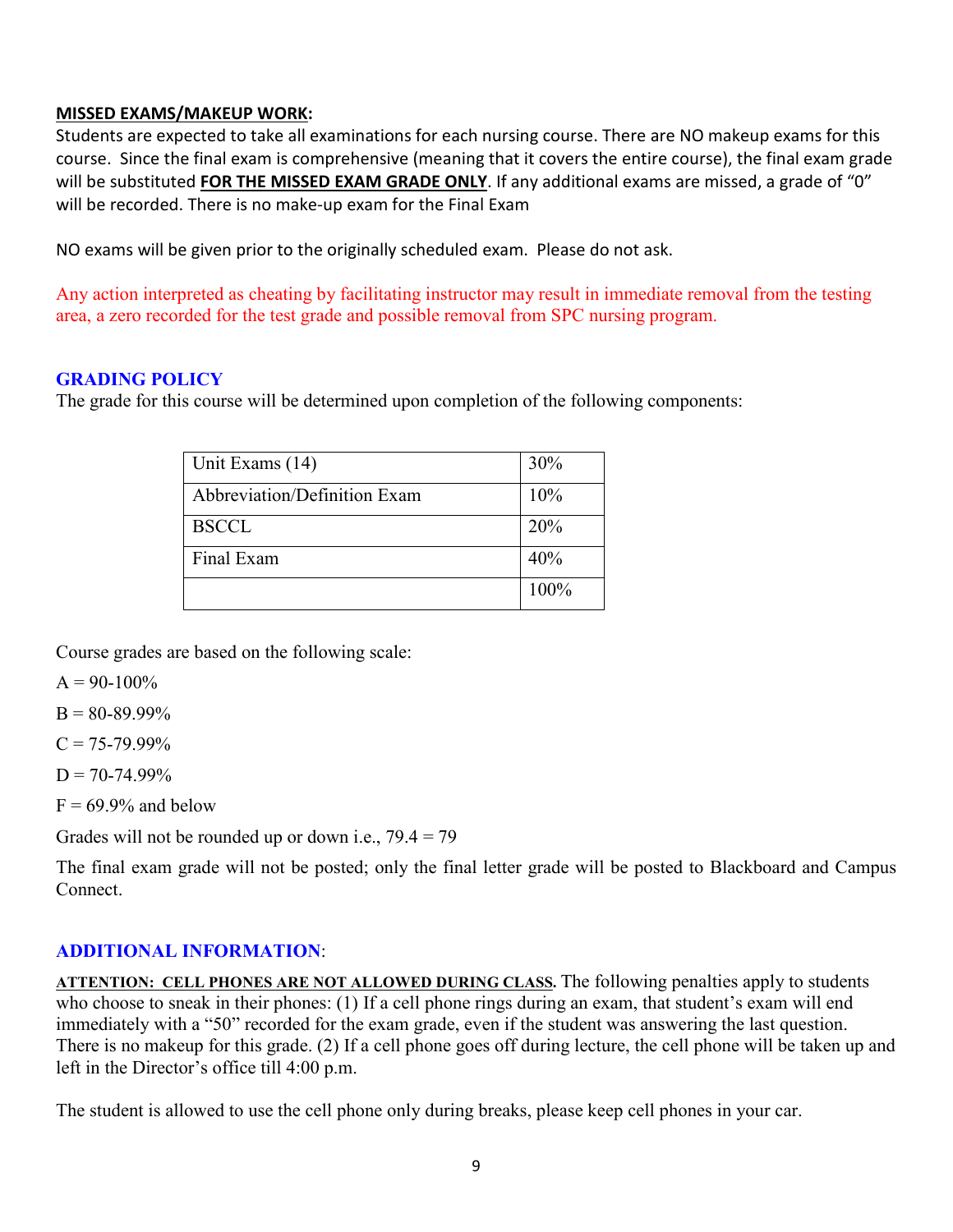**MISSED EXAMS/MAKEUP WORK:**

Students are expected to take all examinations for each nursing course. There are NO makeup exams for this course. Since the final exam is comprehensive (meaning that it covers the entire course), the final exam grade will be substituted **FOR THE MISSED EXAM GRADE ONLY**. If any additional exams are missed, a grade of "0" will be recorded. There is no make-up exam for the Final Exam

NO exams will be given prior to the originally scheduled exam. Please do not ask.

Any action interpreted as cheating by facilitating instructor may result in immediate removal from the testing area, a zero recorded for the test grade and possible removal from SPC nursing program.

## GRADING POLICY

The grade for this course will be determined upon completion of the following components:

| | |
|---|---|
| Unit Exams (14) | 30% |
| Abbreviation/Definition Exam | 10% |
| BSCCL | 20% |
| Final Exam | 40% |
| | 100% |

Course grades are based on the following scale:

A = 90-100%

B = 80-89.99%

C = 75-79.99%

D = 70-74.99%

F = 69.9% and below

Grades will not be rounded up or down i.e., 79.4 = 79

The final exam grade will not be posted; only the final letter grade will be posted to Blackboard and Campus Connect.

## ADDITIONAL INFORMATION:

**ATTENTION: CELL PHONES ARE NOT ALLOWED DURING CLASS.** The following penalties apply to students who choose to sneak in their phones: (1) If a cell phone rings during an exam, that student's exam will end immediately with a "50" recorded for the exam grade, even if the student was answering the last question. There is no makeup for this grade. (2) If a cell phone goes off during lecture, the cell phone will be taken up and left in the Director's office till 4:00 p.m.

The student is allowed to use the cell phone only during breaks, please keep cell phones in your car.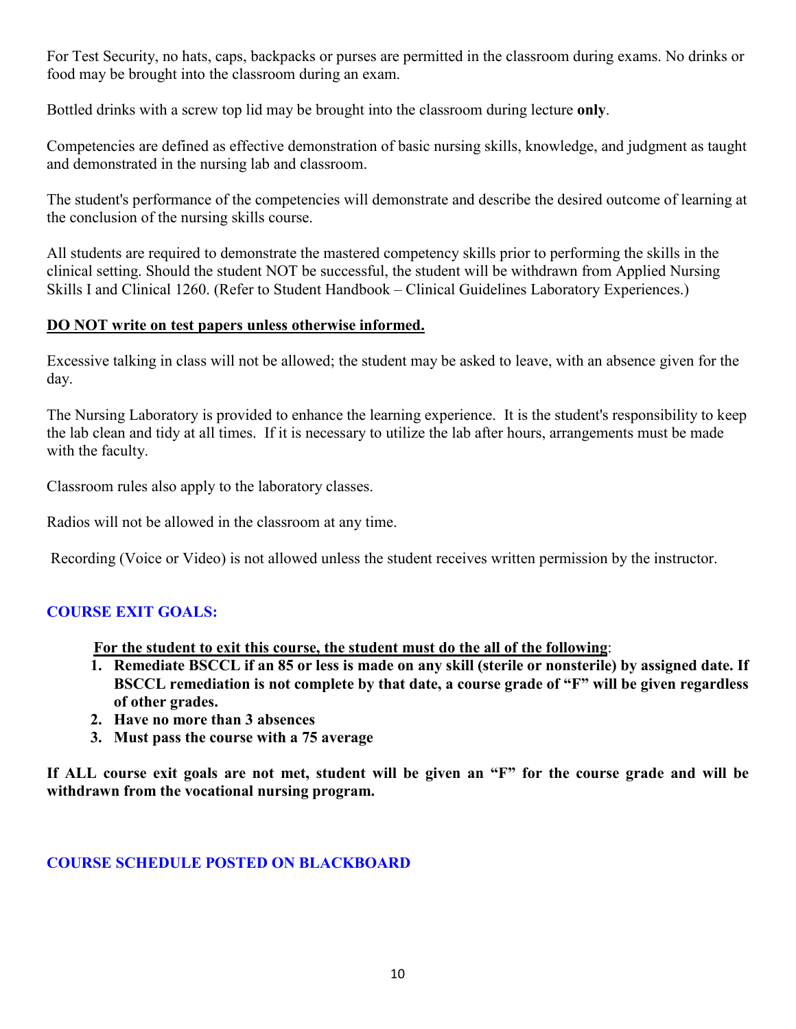For Test Security, no hats, caps, backpacks or purses are permitted in the classroom during exams. No drinks or food may be brought into the classroom during an exam.

Bottled drinks with a screw top lid may be brought into the classroom during lecture **only**.

Competencies are defined as effective demonstration of basic nursing skills, knowledge, and judgment as taught and demonstrated in the nursing lab and classroom.

The student's performance of the competencies will demonstrate and describe the desired outcome of learning at the conclusion of the nursing skills course.

All students are required to demonstrate the mastered competency skills prior to performing the skills in the clinical setting. Should the student NOT be successful, the student will be withdrawn from Applied Nursing Skills I and Clinical 1260. (Refer to Student Handbook – Clinical Guidelines Laboratory Experiences.)

**DO NOT write on test papers unless otherwise informed.**

Excessive talking in class will not be allowed; the student may be asked to leave, with an absence given for the day.

The Nursing Laboratory is provided to enhance the learning experience. It is the student's responsibility to keep the lab clean and tidy at all times. If it is necessary to utilize the lab after hours, arrangements must be made with the faculty.

Classroom rules also apply to the laboratory classes.

Radios will not be allowed in the classroom at any time.

Recording (Voice or Video) is not allowed unless the student receives written permission by the instructor.

## COURSE EXIT GOALS:

**For the student to exit this course, the student must do the all of the following**:

1. **Remediate BSCCL if an 85 or less is made on any skill (sterile or nonsterile) by assigned date. If BSCCL remediation is not complete by that date, a course grade of "F" will be given regardless of other grades.**
2. **Have no more than 3 absences**
3. **Must pass the course with a 75 average**

**If ALL course exit goals are not met, student will be given an "F" for the course grade and will be withdrawn from the vocational nursing program.**

## COURSE SCHEDULE POSTED ON BLACKBOARD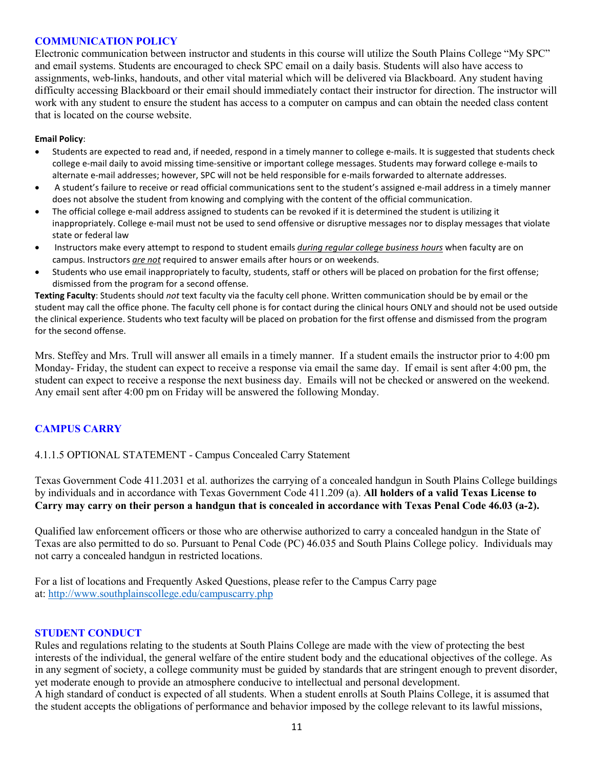## COMMUNICATION POLICY

Electronic communication between instructor and students in this course will utilize the South Plains College "My SPC" and email systems. Students are encouraged to check SPC email on a daily basis. Students will also have access to assignments, web-links, handouts, and other vital material which will be delivered via Blackboard. Any student having difficulty accessing Blackboard or their email should immediately contact their instructor for direction. The instructor will work with any student to ensure the student has access to a computer on campus and can obtain the needed class content that is located on the course website.

**Email Policy**:

- Students are expected to read and, if needed, respond in a timely manner to college e-mails. It is suggested that students check college e-mail daily to avoid missing time-sensitive or important college messages. Students may forward college e-mails to alternate e-mail addresses; however, SPC will not be held responsible for e-mails forwarded to alternate addresses.
- A student's failure to receive or read official communications sent to the student's assigned e-mail address in a timely manner does not absolve the student from knowing and complying with the content of the official communication.
- The official college e-mail address assigned to students can be revoked if it is determined the student is utilizing it inappropriately. College e-mail must not be used to send offensive or disruptive messages nor to display messages that violate state or federal law
- Instructors make every attempt to respond to student emails ***during regular college business hours*** when faculty are on campus. Instructors ***are not*** required to answer emails after hours or on weekends.
- Students who use email inappropriately to faculty, students, staff or others will be placed on probation for the first offense; dismissed from the program for a second offense.

**Texting Faculty**: Students should *not* text faculty via the faculty cell phone. Written communication should be by email or the student may call the office phone. The faculty cell phone is for contact during the clinical hours ONLY and should not be used outside the clinical experience. Students who text faculty will be placed on probation for the first offense and dismissed from the program for the second offense.

Mrs. Steffey and Mrs. Trull will answer all emails in a timely manner. If a student emails the instructor prior to 4:00 pm Monday- Friday, the student can expect to receive a response via email the same day. If email is sent after 4:00 pm, the student can expect to receive a response the next business day. Emails will not be checked or answered on the weekend. Any email sent after 4:00 pm on Friday will be answered the following Monday.

## CAMPUS CARRY

4.1.1.5 OPTIONAL STATEMENT - Campus Concealed Carry Statement

Texas Government Code 411.2031 et al. authorizes the carrying of a concealed handgun in South Plains College buildings by individuals and in accordance with Texas Government Code 411.209 (a). **All holders of a valid Texas License to Carry may carry on their person a handgun that is concealed in accordance with Texas Penal Code 46.03 (a-2).**

Qualified law enforcement officers or those who are otherwise authorized to carry a concealed handgun in the State of Texas are also permitted to do so. Pursuant to Penal Code (PC) 46.035 and South Plains College policy. Individuals may not carry a concealed handgun in restricted locations.

For a list of locations and Frequently Asked Questions, please refer to the Campus Carry page at: http://www.southplainscollege.edu/campuscarry.php

## STUDENT CONDUCT

Rules and regulations relating to the students at South Plains College are made with the view of protecting the best interests of the individual, the general welfare of the entire student body and the educational objectives of the college. As in any segment of society, a college community must be guided by standards that are stringent enough to prevent disorder, yet moderate enough to provide an atmosphere conducive to intellectual and personal development.

A high standard of conduct is expected of all students. When a student enrolls at South Plains College, it is assumed that the student accepts the obligations of performance and behavior imposed by the college relevant to its lawful missions,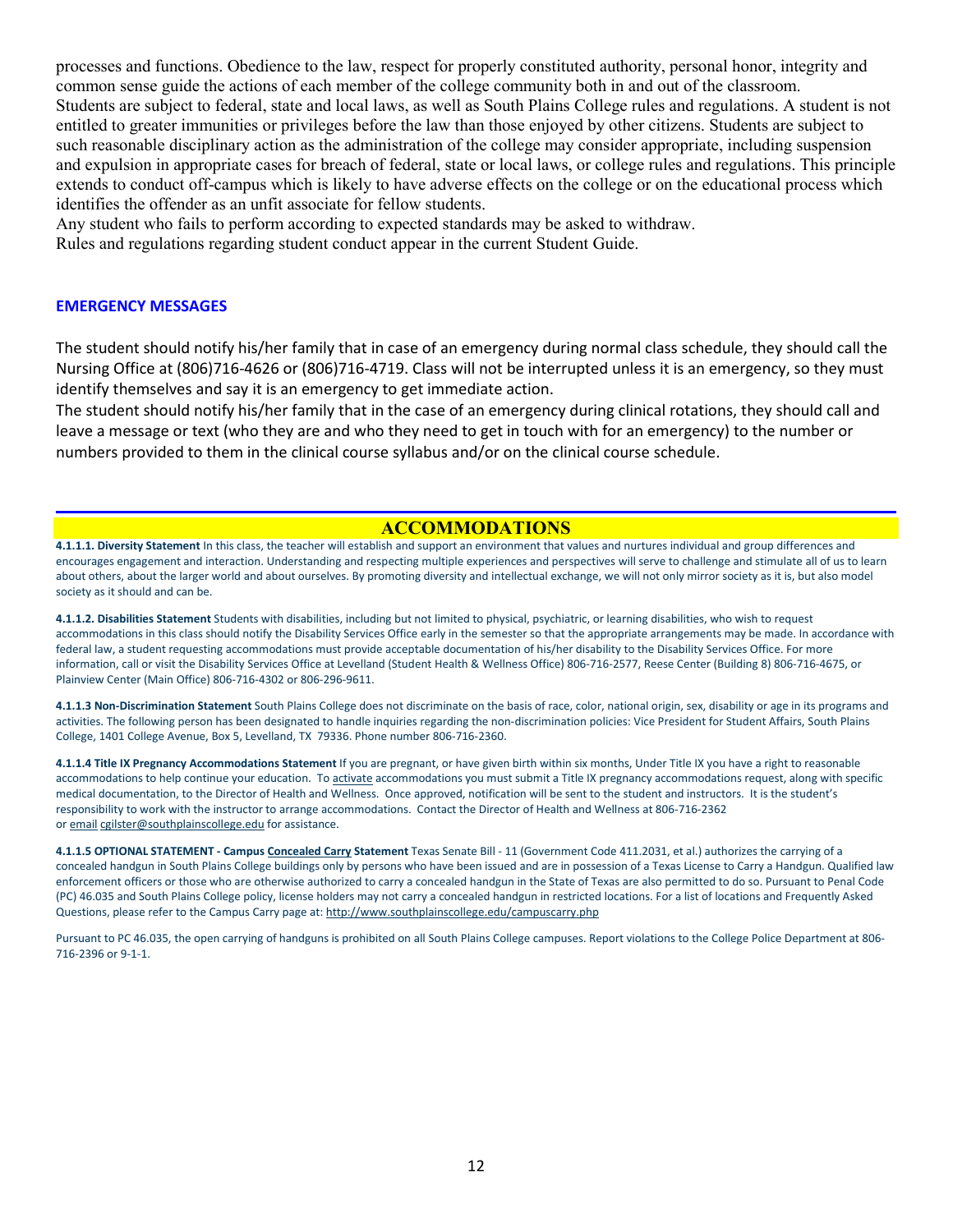processes and functions. Obedience to the law, respect for properly constituted authority, personal honor, integrity and common sense guide the actions of each member of the college community both in and out of the classroom.
Students are subject to federal, state and local laws, as well as South Plains College rules and regulations. A student is not entitled to greater immunities or privileges before the law than those enjoyed by other citizens. Students are subject to such reasonable disciplinary action as the administration of the college may consider appropriate, including suspension and expulsion in appropriate cases for breach of federal, state or local laws, or college rules and regulations. This principle extends to conduct off-campus which is likely to have adverse effects on the college or on the educational process which identifies the offender as an unfit associate for fellow students.
Any student who fails to perform according to expected standards may be asked to withdraw.
Rules and regulations regarding student conduct appear in the current Student Guide.

### EMERGENCY MESSAGES

The student should notify his/her family that in case of an emergency during normal class schedule, they should call the Nursing Office at (806)716-4626 or (806)716-4719. Class will not be interrupted unless it is an emergency, so they must identify themselves and say it is an emergency to get immediate action.
The student should notify his/her family that in the case of an emergency during clinical rotations, they should call and leave a message or text (who they are and who they need to get in touch with for an emergency) to the number or numbers provided to them in the clinical course syllabus and/or on the clinical course schedule.

## ACCOMMODATIONS

**4.1.1.1. Diversity Statement** In this class, the teacher will establish and support an environment that values and nurtures individual and group differences and encourages engagement and interaction. Understanding and respecting multiple experiences and perspectives will serve to challenge and stimulate all of us to learn about others, about the larger world and about ourselves. By promoting diversity and intellectual exchange, we will not only mirror society as it is, but also model society as it should and can be.

**4.1.1.2. Disabilities Statement** Students with disabilities, including but not limited to physical, psychiatric, or learning disabilities, who wish to request accommodations in this class should notify the Disability Services Office early in the semester so that the appropriate arrangements may be made. In accordance with federal law, a student requesting accommodations must provide acceptable documentation of his/her disability to the Disability Services Office. For more information, call or visit the Disability Services Office at Levelland (Student Health & Wellness Office) 806-716-2577, Reese Center (Building 8) 806-716-4675, or Plainview Center (Main Office) 806-716-4302 or 806-296-9611.

**4.1.1.3 Non-Discrimination Statement** South Plains College does not discriminate on the basis of race, color, national origin, sex, disability or age in its programs and activities. The following person has been designated to handle inquiries regarding the non-discrimination policies: Vice President for Student Affairs, South Plains College, 1401 College Avenue, Box 5, Levelland, TX 79336. Phone number 806-716-2360.

**4.1.1.4 Title IX Pregnancy Accommodations Statement** If you are pregnant, or have given birth within six months, Under Title IX you have a right to reasonable accommodations to help continue your education. To activate accommodations you must submit a Title IX pregnancy accommodations request, along with specific medical documentation, to the Director of Health and Wellness. Once approved, notification will be sent to the student and instructors. It is the student's responsibility to work with the instructor to arrange accommodations. Contact the Director of Health and Wellness at 806-716-2362 or email cgilster@southplainscollege.edu for assistance.

**4.1.1.5 OPTIONAL STATEMENT - Campus Concealed Carry Statement** Texas Senate Bill - 11 (Government Code 411.2031, et al.) authorizes the carrying of a concealed handgun in South Plains College buildings only by persons who have been issued and are in possession of a Texas License to Carry a Handgun. Qualified law enforcement officers or those who are otherwise authorized to carry a concealed handgun in the State of Texas are also permitted to do so. Pursuant to Penal Code (PC) 46.035 and South Plains College policy, license holders may not carry a concealed handgun in restricted locations. For a list of locations and Frequently Asked Questions, please refer to the Campus Carry page at: http://www.southplainscollege.edu/campuscarry.php

Pursuant to PC 46.035, the open carrying of handguns is prohibited on all South Plains College campuses. Report violations to the College Police Department at 806-716-2396 or 9-1-1.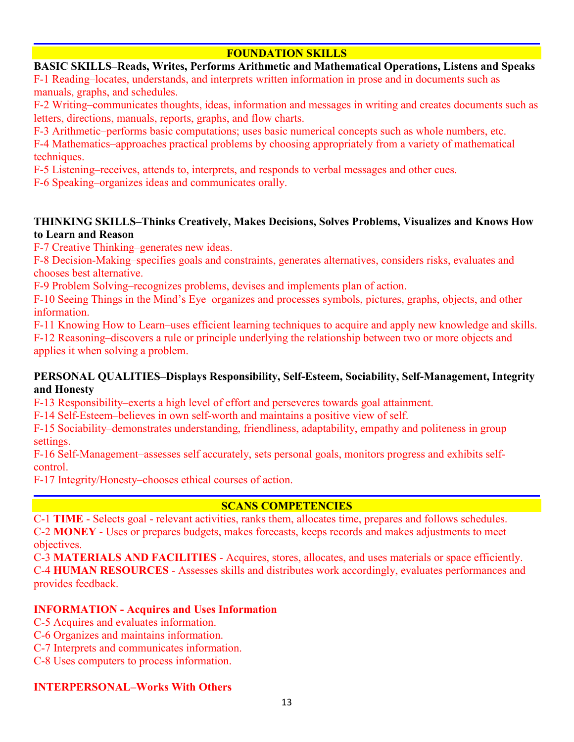## FOUNDATION SKILLS

**BASIC SKILLS–Reads, Writes, Performs Arithmetic and Mathematical Operations, Listens and Speaks**

F-1 Reading–locates, understands, and interprets written information in prose and in documents such as manuals, graphs, and schedules.

F-2 Writing–communicates thoughts, ideas, information and messages in writing and creates documents such as letters, directions, manuals, reports, graphs, and flow charts.

F-3 Arithmetic–performs basic computations; uses basic numerical concepts such as whole numbers, etc.

F-4 Mathematics–approaches practical problems by choosing appropriately from a variety of mathematical techniques.

F-5 Listening–receives, attends to, interprets, and responds to verbal messages and other cues.

F-6 Speaking–organizes ideas and communicates orally.

**THINKING SKILLS–Thinks Creatively, Makes Decisions, Solves Problems, Visualizes and Knows How to Learn and Reason**

F-7 Creative Thinking–generates new ideas.

F-8 Decision-Making–specifies goals and constraints, generates alternatives, considers risks, evaluates and chooses best alternative.

F-9 Problem Solving–recognizes problems, devises and implements plan of action.

F-10 Seeing Things in the Mind's Eye–organizes and processes symbols, pictures, graphs, objects, and other information.

F-11 Knowing How to Learn–uses efficient learning techniques to acquire and apply new knowledge and skills.

F-12 Reasoning–discovers a rule or principle underlying the relationship between two or more objects and applies it when solving a problem.

**PERSONAL QUALITIES–Displays Responsibility, Self-Esteem, Sociability, Self-Management, Integrity and Honesty**

F-13 Responsibility–exerts a high level of effort and perseveres towards goal attainment.

F-14 Self-Esteem–believes in own self-worth and maintains a positive view of self.

F-15 Sociability–demonstrates understanding, friendliness, adaptability, empathy and politeness in group settings.

F-16 Self-Management–assesses self accurately, sets personal goals, monitors progress and exhibits self-control.

F-17 Integrity/Honesty–chooses ethical courses of action.

## SCANS COMPETENCIES

C-1 **TIME** - Selects goal - relevant activities, ranks them, allocates time, prepares and follows schedules.

C-2 **MONEY** - Uses or prepares budgets, makes forecasts, keeps records and makes adjustments to meet objectives.

C-3 **MATERIALS AND FACILITIES** - Acquires, stores, allocates, and uses materials or space efficiently.

C-4 **HUMAN RESOURCES** - Assesses skills and distributes work accordingly, evaluates performances and provides feedback.

**INFORMATION - Acquires and Uses Information**

C-5 Acquires and evaluates information.

C-6 Organizes and maintains information.

C-7 Interprets and communicates information.

C-8 Uses computers to process information.

**INTERPERSONAL–Works With Others**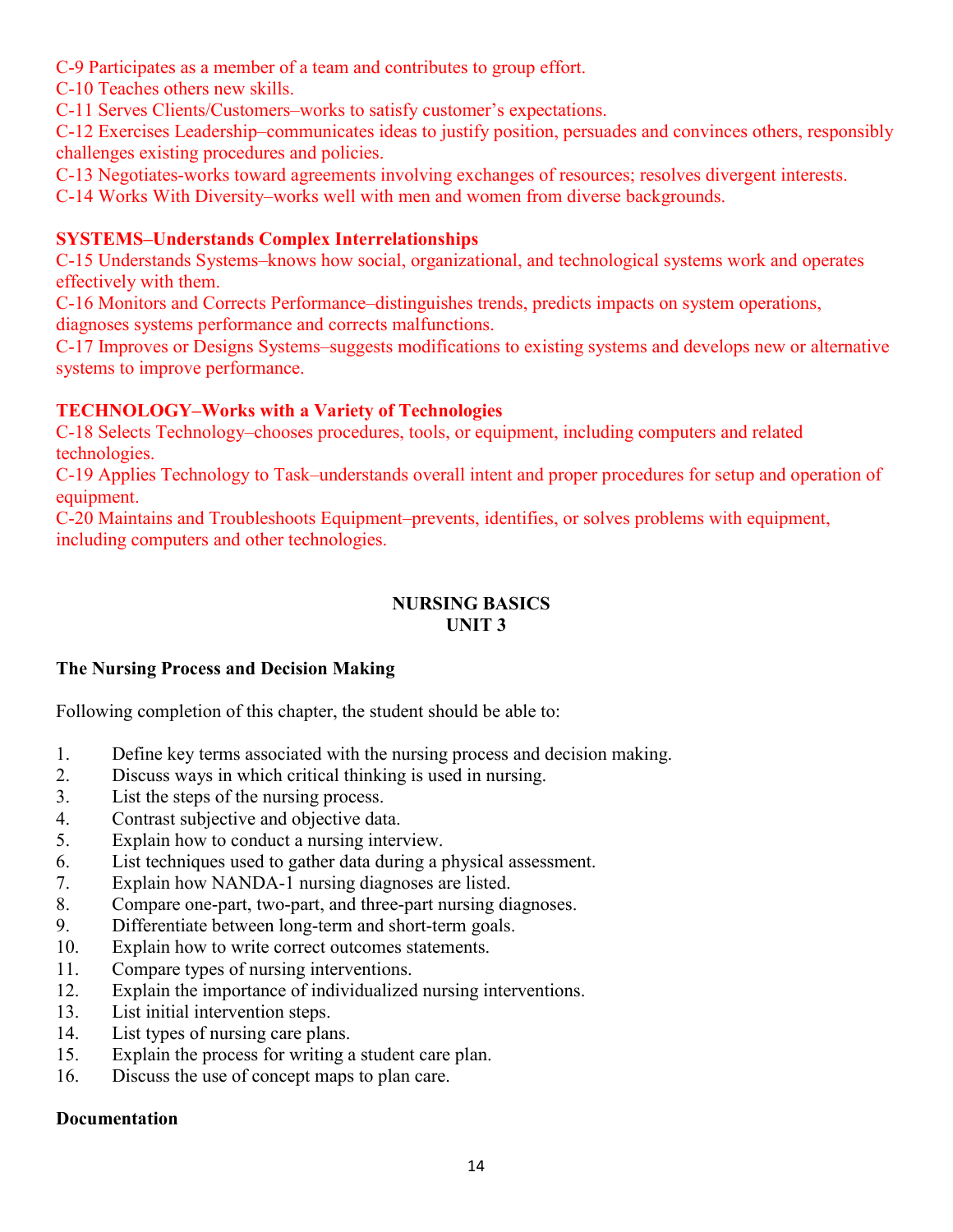C-9 Participates as a member of a team and contributes to group effort.
C-10 Teaches others new skills.
C-11 Serves Clients/Customers–works to satisfy customer's expectations.
C-12 Exercises Leadership–communicates ideas to justify position, persuades and convinces others, responsibly challenges existing procedures and policies.
C-13 Negotiates-works toward agreements involving exchanges of resources; resolves divergent interests.
C-14 Works With Diversity–works well with men and women from diverse backgrounds.

**SYSTEMS–Understands Complex Interrelationships**
C-15 Understands Systems–knows how social, organizational, and technological systems work and operates effectively with them.
C-16 Monitors and Corrects Performance–distinguishes trends, predicts impacts on system operations, diagnoses systems performance and corrects malfunctions.
C-17 Improves or Designs Systems–suggests modifications to existing systems and develops new or alternative systems to improve performance.

**TECHNOLOGY–Works with a Variety of Technologies**
C-18 Selects Technology–chooses procedures, tools, or equipment, including computers and related technologies.
C-19 Applies Technology to Task–understands overall intent and proper procedures for setup and operation of equipment.
C-20 Maintains and Troubleshoots Equipment–prevents, identifies, or solves problems with equipment, including computers and other technologies.

## NURSING BASICS
## UNIT 3

**The Nursing Process and Decision Making**

Following completion of this chapter, the student should be able to:

1. Define key terms associated with the nursing process and decision making.
2. Discuss ways in which critical thinking is used in nursing.
3. List the steps of the nursing process.
4. Contrast subjective and objective data.
5. Explain how to conduct a nursing interview.
6. List techniques used to gather data during a physical assessment.
7. Explain how NANDA-1 nursing diagnoses are listed.
8. Compare one-part, two-part, and three-part nursing diagnoses.
9. Differentiate between long-term and short-term goals.
10. Explain how to write correct outcomes statements.
11. Compare types of nursing interventions.
12. Explain the importance of individualized nursing interventions.
13. List initial intervention steps.
14. List types of nursing care plans.
15. Explain the process for writing a student care plan.
16. Discuss the use of concept maps to plan care.

**Documentation**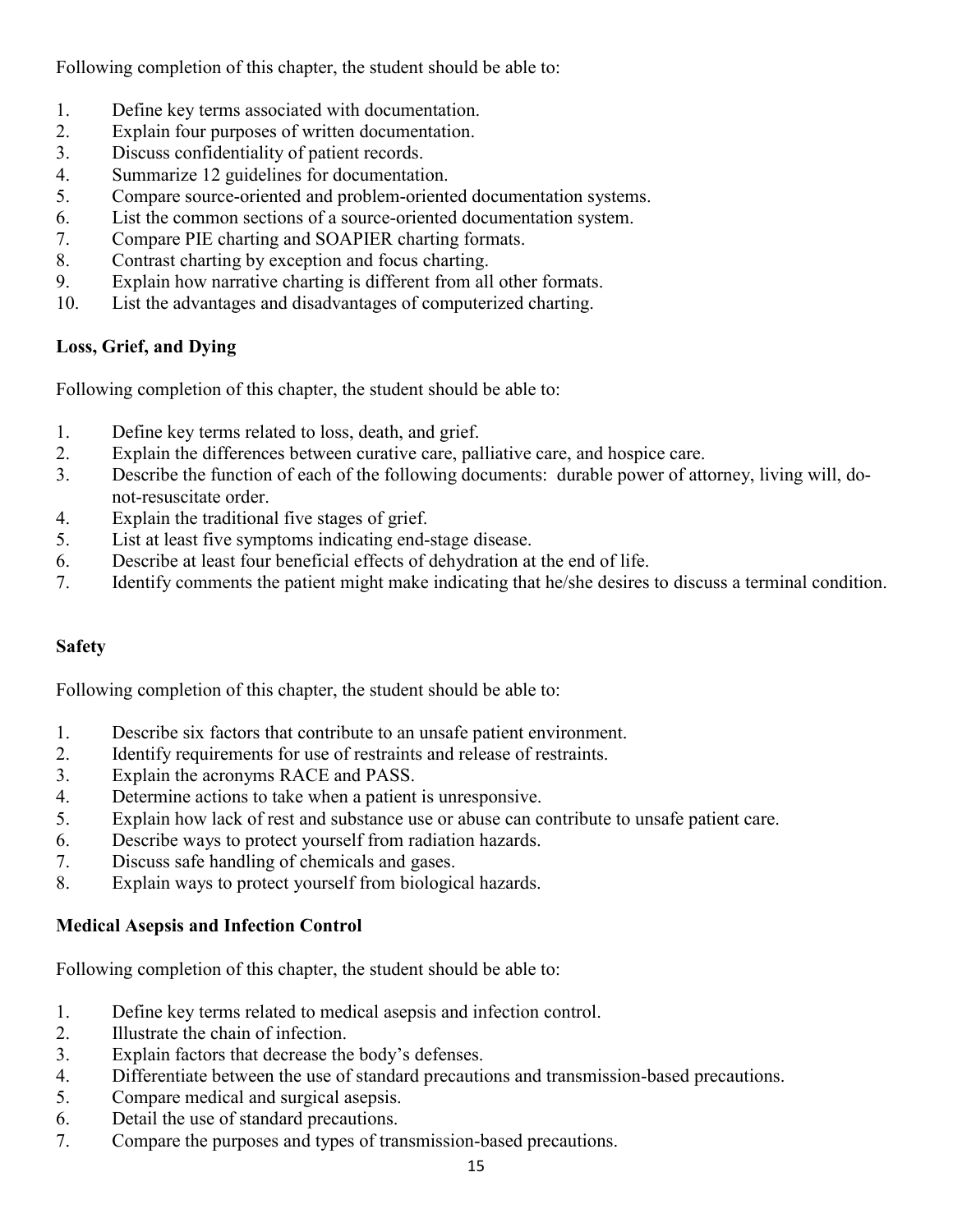Following completion of this chapter, the student should be able to:

1. Define key terms associated with documentation.
2. Explain four purposes of written documentation.
3. Discuss confidentiality of patient records.
4. Summarize 12 guidelines for documentation.
5. Compare source-oriented and problem-oriented documentation systems.
6. List the common sections of a source-oriented documentation system.
7. Compare PIE charting and SOAPIER charting formats.
8. Contrast charting by exception and focus charting.
9. Explain how narrative charting is different from all other formats.
10. List the advantages and disadvantages of computerized charting.

**Loss, Grief, and Dying**

Following completion of this chapter, the student should be able to:

1. Define key terms related to loss, death, and grief.
2. Explain the differences between curative care, palliative care, and hospice care.
3. Describe the function of each of the following documents: durable power of attorney, living will, do-not-resuscitate order.
4. Explain the traditional five stages of grief.
5. List at least five symptoms indicating end-stage disease.
6. Describe at least four beneficial effects of dehydration at the end of life.
7. Identify comments the patient might make indicating that he/she desires to discuss a terminal condition.

**Safety**

Following completion of this chapter, the student should be able to:

1. Describe six factors that contribute to an unsafe patient environment.
2. Identify requirements for use of restraints and release of restraints.
3. Explain the acronyms RACE and PASS.
4. Determine actions to take when a patient is unresponsive.
5. Explain how lack of rest and substance use or abuse can contribute to unsafe patient care.
6. Describe ways to protect yourself from radiation hazards.
7. Discuss safe handling of chemicals and gases.
8. Explain ways to protect yourself from biological hazards.

**Medical Asepsis and Infection Control**

Following completion of this chapter, the student should be able to:

1. Define key terms related to medical asepsis and infection control.
2. Illustrate the chain of infection.
3. Explain factors that decrease the body's defenses.
4. Differentiate between the use of standard precautions and transmission-based precautions.
5. Compare medical and surgical asepsis.
6. Detail the use of standard precautions.
7. Compare the purposes and types of transmission-based precautions.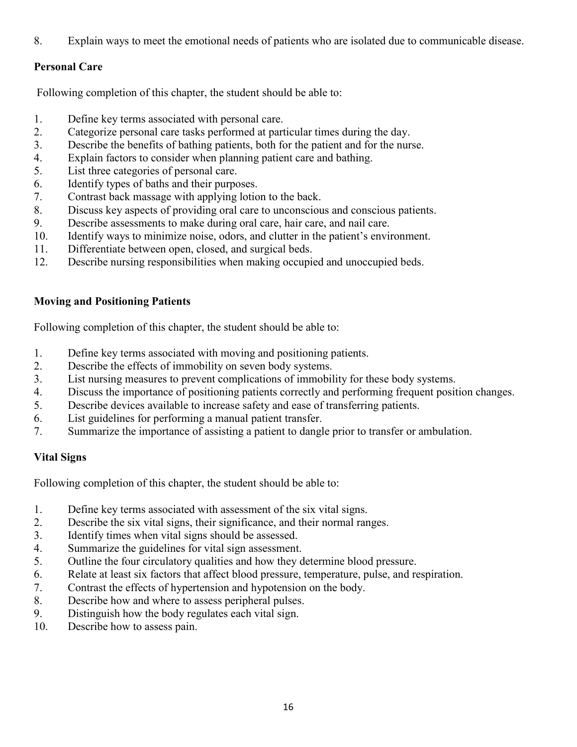8. Explain ways to meet the emotional needs of patients who are isolated due to communicable disease.

**Personal Care**

Following completion of this chapter, the student should be able to:

1. Define key terms associated with personal care.
2. Categorize personal care tasks performed at particular times during the day.
3. Describe the benefits of bathing patients, both for the patient and for the nurse.
4. Explain factors to consider when planning patient care and bathing.
5. List three categories of personal care.
6. Identify types of baths and their purposes.
7. Contrast back massage with applying lotion to the back.
8. Discuss key aspects of providing oral care to unconscious and conscious patients.
9. Describe assessments to make during oral care, hair care, and nail care.
10. Identify ways to minimize noise, odors, and clutter in the patient's environment.
11. Differentiate between open, closed, and surgical beds.
12. Describe nursing responsibilities when making occupied and unoccupied beds.

**Moving and Positioning Patients**

Following completion of this chapter, the student should be able to:

1. Define key terms associated with moving and positioning patients.
2. Describe the effects of immobility on seven body systems.
3. List nursing measures to prevent complications of immobility for these body systems.
4. Discuss the importance of positioning patients correctly and performing frequent position changes.
5. Describe devices available to increase safety and ease of transferring patients.
6. List guidelines for performing a manual patient transfer.
7. Summarize the importance of assisting a patient to dangle prior to transfer or ambulation.

**Vital Signs**

Following completion of this chapter, the student should be able to:

1. Define key terms associated with assessment of the six vital signs.
2. Describe the six vital signs, their significance, and their normal ranges.
3. Identify times when vital signs should be assessed.
4. Summarize the guidelines for vital sign assessment.
5. Outline the four circulatory qualities and how they determine blood pressure.
6. Relate at least six factors that affect blood pressure, temperature, pulse, and respiration.
7. Contrast the effects of hypertension and hypotension on the body.
8. Describe how and where to assess peripheral pulses.
9. Distinguish how the body regulates each vital sign.
10. Describe how to assess pain.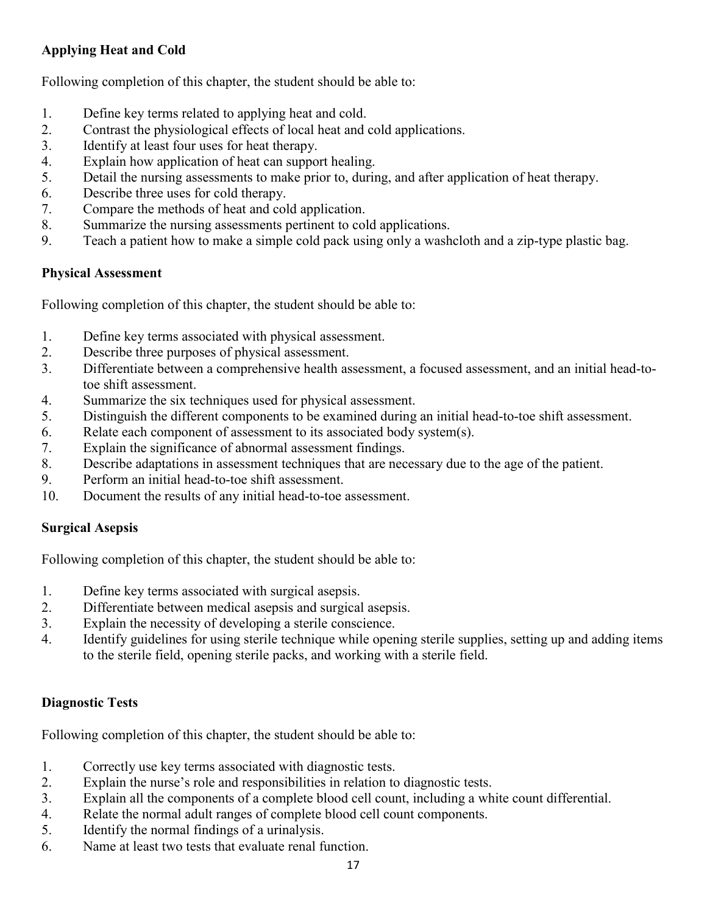**Applying Heat and Cold**

Following completion of this chapter, the student should be able to:

1. Define key terms related to applying heat and cold.
2. Contrast the physiological effects of local heat and cold applications.
3. Identify at least four uses for heat therapy.
4. Explain how application of heat can support healing.
5. Detail the nursing assessments to make prior to, during, and after application of heat therapy.
6. Describe three uses for cold therapy.
7. Compare the methods of heat and cold application.
8. Summarize the nursing assessments pertinent to cold applications.
9. Teach a patient how to make a simple cold pack using only a washcloth and a zip-type plastic bag.

**Physical Assessment**

Following completion of this chapter, the student should be able to:

1. Define key terms associated with physical assessment.
2. Describe three purposes of physical assessment.
3. Differentiate between a comprehensive health assessment, a focused assessment, and an initial head-to-toe shift assessment.
4. Summarize the six techniques used for physical assessment.
5. Distinguish the different components to be examined during an initial head-to-toe shift assessment.
6. Relate each component of assessment to its associated body system(s).
7. Explain the significance of abnormal assessment findings.
8. Describe adaptations in assessment techniques that are necessary due to the age of the patient.
9. Perform an initial head-to-toe shift assessment.
10. Document the results of any initial head-to-toe assessment.

**Surgical Asepsis**

Following completion of this chapter, the student should be able to:

1. Define key terms associated with surgical asepsis.
2. Differentiate between medical asepsis and surgical asepsis.
3. Explain the necessity of developing a sterile conscience.
4. Identify guidelines for using sterile technique while opening sterile supplies, setting up and adding items to the sterile field, opening sterile packs, and working with a sterile field.

**Diagnostic Tests**

Following completion of this chapter, the student should be able to:

1. Correctly use key terms associated with diagnostic tests.
2. Explain the nurse's role and responsibilities in relation to diagnostic tests.
3. Explain all the components of a complete blood cell count, including a white count differential.
4. Relate the normal adult ranges of complete blood cell count components.
5. Identify the normal findings of a urinalysis.
6. Name at least two tests that evaluate renal function.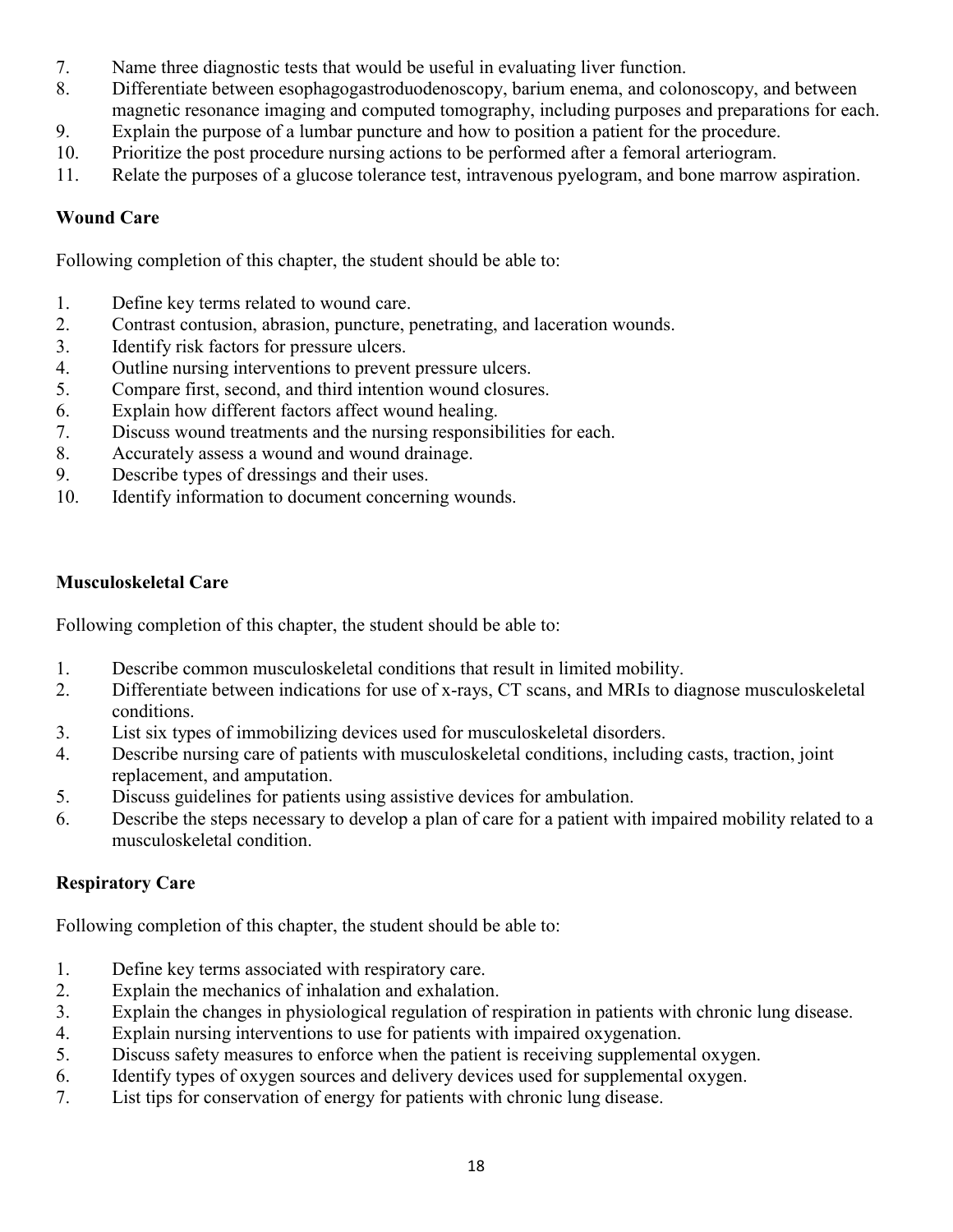7. Name three diagnostic tests that would be useful in evaluating liver function.
8. Differentiate between esophagogastroduodenoscopy, barium enema, and colonoscopy, and between magnetic resonance imaging and computed tomography, including purposes and preparations for each.
9. Explain the purpose of a lumbar puncture and how to position a patient for the procedure.
10. Prioritize the post procedure nursing actions to be performed after a femoral arteriogram.
11. Relate the purposes of a glucose tolerance test, intravenous pyelogram, and bone marrow aspiration.

**Wound Care**

Following completion of this chapter, the student should be able to:

1. Define key terms related to wound care.
2. Contrast contusion, abrasion, puncture, penetrating, and laceration wounds.
3. Identify risk factors for pressure ulcers.
4. Outline nursing interventions to prevent pressure ulcers.
5. Compare first, second, and third intention wound closures.
6. Explain how different factors affect wound healing.
7. Discuss wound treatments and the nursing responsibilities for each.
8. Accurately assess a wound and wound drainage.
9. Describe types of dressings and their uses.
10. Identify information to document concerning wounds.

**Musculoskeletal Care**

Following completion of this chapter, the student should be able to:

1. Describe common musculoskeletal conditions that result in limited mobility.
2. Differentiate between indications for use of x-rays, CT scans, and MRIs to diagnose musculoskeletal conditions.
3. List six types of immobilizing devices used for musculoskeletal disorders.
4. Describe nursing care of patients with musculoskeletal conditions, including casts, traction, joint replacement, and amputation.
5. Discuss guidelines for patients using assistive devices for ambulation.
6. Describe the steps necessary to develop a plan of care for a patient with impaired mobility related to a musculoskeletal condition.

**Respiratory Care**

Following completion of this chapter, the student should be able to:

1. Define key terms associated with respiratory care.
2. Explain the mechanics of inhalation and exhalation.
3. Explain the changes in physiological regulation of respiration in patients with chronic lung disease.
4. Explain nursing interventions to use for patients with impaired oxygenation.
5. Discuss safety measures to enforce when the patient is receiving supplemental oxygen.
6. Identify types of oxygen sources and delivery devices used for supplemental oxygen.
7. List tips for conservation of energy for patients with chronic lung disease.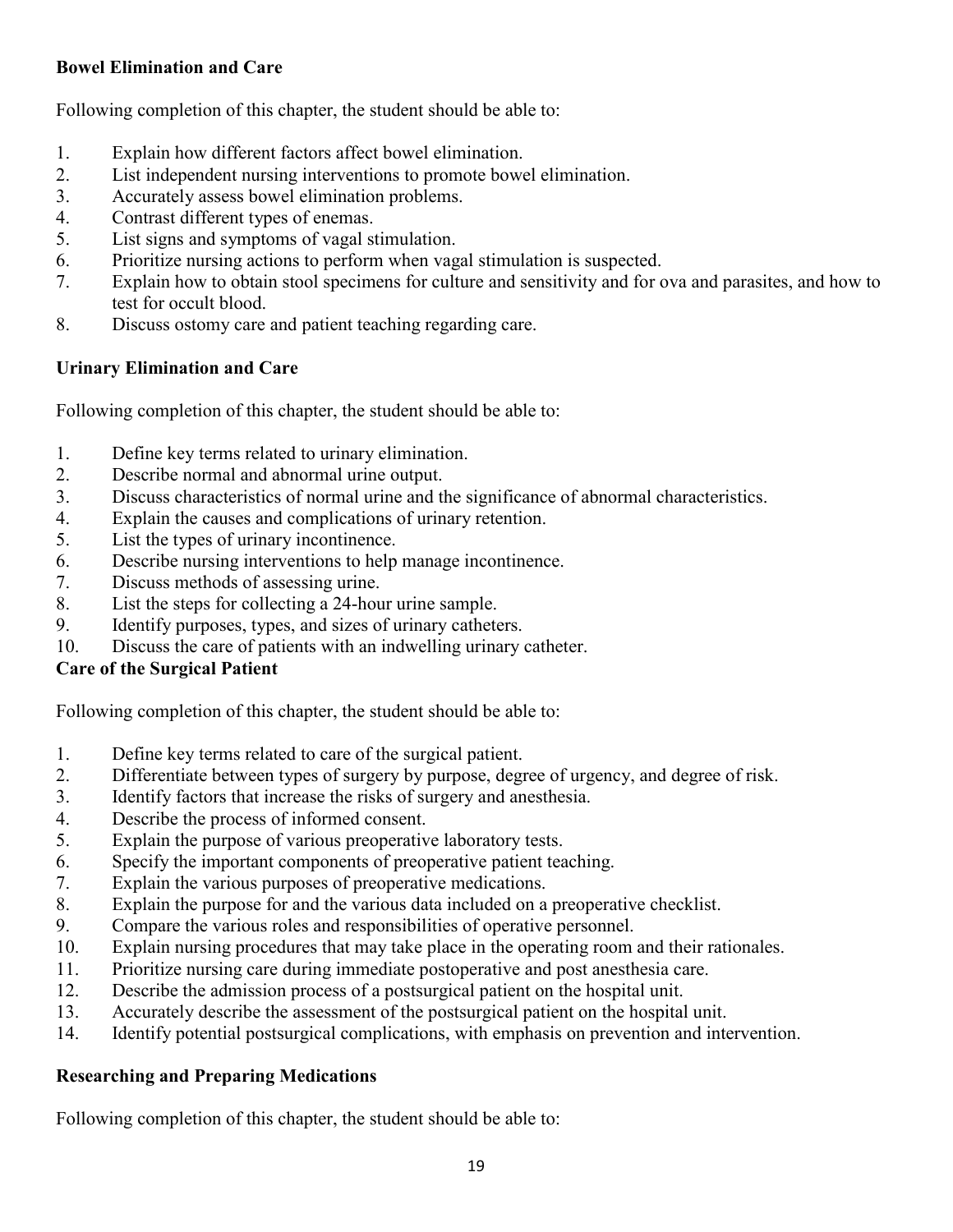**Bowel Elimination and Care**

Following completion of this chapter, the student should be able to:

1. Explain how different factors affect bowel elimination.
2. List independent nursing interventions to promote bowel elimination.
3. Accurately assess bowel elimination problems.
4. Contrast different types of enemas.
5. List signs and symptoms of vagal stimulation.
6. Prioritize nursing actions to perform when vagal stimulation is suspected.
7. Explain how to obtain stool specimens for culture and sensitivity and for ova and parasites, and how to test for occult blood.
8. Discuss ostomy care and patient teaching regarding care.

**Urinary Elimination and Care**

Following completion of this chapter, the student should be able to:

1. Define key terms related to urinary elimination.
2. Describe normal and abnormal urine output.
3. Discuss characteristics of normal urine and the significance of abnormal characteristics.
4. Explain the causes and complications of urinary retention.
5. List the types of urinary incontinence.
6. Describe nursing interventions to help manage incontinence.
7. Discuss methods of assessing urine.
8. List the steps for collecting a 24-hour urine sample.
9. Identify purposes, types, and sizes of urinary catheters.
10. Discuss the care of patients with an indwelling urinary catheter.

**Care of the Surgical Patient**

Following completion of this chapter, the student should be able to:

1. Define key terms related to care of the surgical patient.
2. Differentiate between types of surgery by purpose, degree of urgency, and degree of risk.
3. Identify factors that increase the risks of surgery and anesthesia.
4. Describe the process of informed consent.
5. Explain the purpose of various preoperative laboratory tests.
6. Specify the important components of preoperative patient teaching.
7. Explain the various purposes of preoperative medications.
8. Explain the purpose for and the various data included on a preoperative checklist.
9. Compare the various roles and responsibilities of operative personnel.
10. Explain nursing procedures that may take place in the operating room and their rationales.
11. Prioritize nursing care during immediate postoperative and post anesthesia care.
12. Describe the admission process of a postsurgical patient on the hospital unit.
13. Accurately describe the assessment of the postsurgical patient on the hospital unit.
14. Identify potential postsurgical complications, with emphasis on prevention and intervention.

**Researching and Preparing Medications**

Following completion of this chapter, the student should be able to: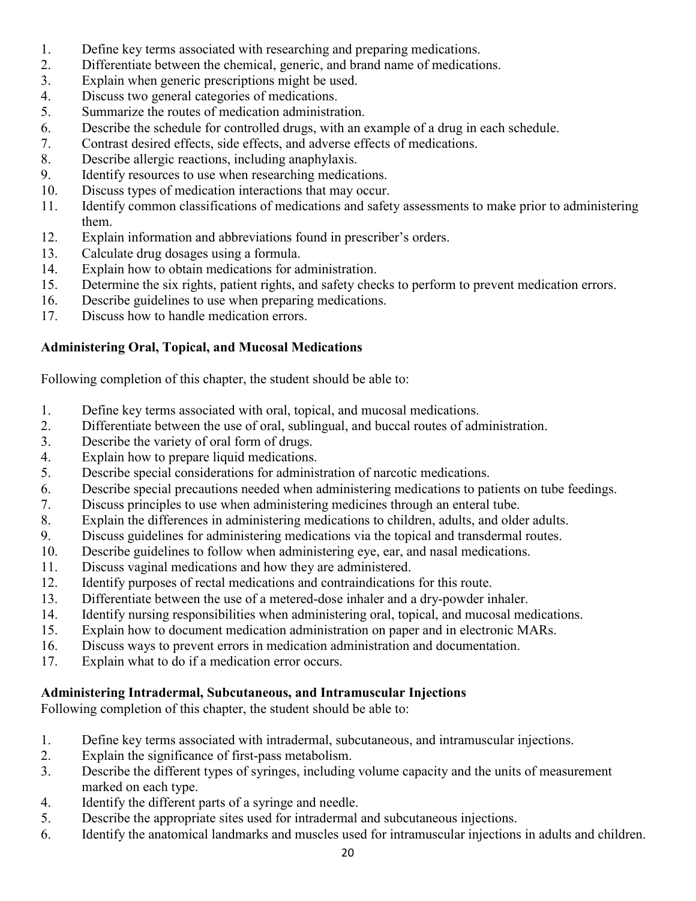1. Define key terms associated with researching and preparing medications.
2. Differentiate between the chemical, generic, and brand name of medications.
3. Explain when generic prescriptions might be used.
4. Discuss two general categories of medications.
5. Summarize the routes of medication administration.
6. Describe the schedule for controlled drugs, with an example of a drug in each schedule.
7. Contrast desired effects, side effects, and adverse effects of medications.
8. Describe allergic reactions, including anaphylaxis.
9. Identify resources to use when researching medications.
10. Discuss types of medication interactions that may occur.
11. Identify common classifications of medications and safety assessments to make prior to administering them.
12. Explain information and abbreviations found in prescriber's orders.
13. Calculate drug dosages using a formula.
14. Explain how to obtain medications for administration.
15. Determine the six rights, patient rights, and safety checks to perform to prevent medication errors.
16. Describe guidelines to use when preparing medications.
17. Discuss how to handle medication errors.

**Administering Oral, Topical, and Mucosal Medications**

Following completion of this chapter, the student should be able to:

1. Define key terms associated with oral, topical, and mucosal medications.
2. Differentiate between the use of oral, sublingual, and buccal routes of administration.
3. Describe the variety of oral form of drugs.
4. Explain how to prepare liquid medications.
5. Describe special considerations for administration of narcotic medications.
6. Describe special precautions needed when administering medications to patients on tube feedings.
7. Discuss principles to use when administering medicines through an enteral tube.
8. Explain the differences in administering medications to children, adults, and older adults.
9. Discuss guidelines for administering medications via the topical and transdermal routes.
10. Describe guidelines to follow when administering eye, ear, and nasal medications.
11. Discuss vaginal medications and how they are administered.
12. Identify purposes of rectal medications and contraindications for this route.
13. Differentiate between the use of a metered-dose inhaler and a dry-powder inhaler.
14. Identify nursing responsibilities when administering oral, topical, and mucosal medications.
15. Explain how to document medication administration on paper and in electronic MARs.
16. Discuss ways to prevent errors in medication administration and documentation.
17. Explain what to do if a medication error occurs.

**Administering Intradermal, Subcutaneous, and Intramuscular Injections**

Following completion of this chapter, the student should be able to:

1. Define key terms associated with intradermal, subcutaneous, and intramuscular injections.
2. Explain the significance of first-pass metabolism.
3. Describe the different types of syringes, including volume capacity and the units of measurement marked on each type.
4. Identify the different parts of a syringe and needle.
5. Describe the appropriate sites used for intradermal and subcutaneous injections.
6. Identify the anatomical landmarks and muscles used for intramuscular injections in adults and children.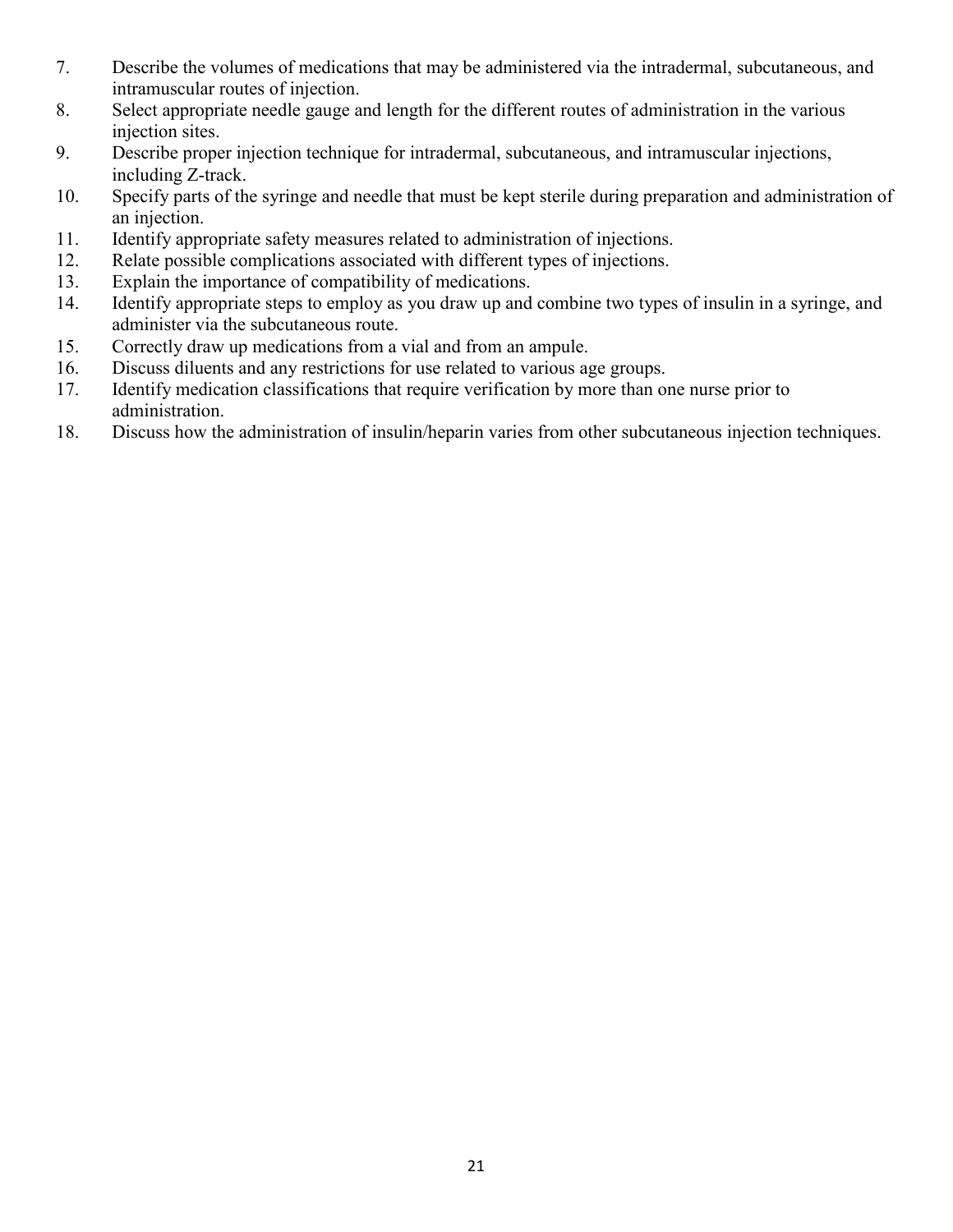7. Describe the volumes of medications that may be administered via the intradermal, subcutaneous, and intramuscular routes of injection.
8. Select appropriate needle gauge and length for the different routes of administration in the various injection sites.
9. Describe proper injection technique for intradermal, subcutaneous, and intramuscular injections, including Z-track.
10. Specify parts of the syringe and needle that must be kept sterile during preparation and administration of an injection.
11. Identify appropriate safety measures related to administration of injections.
12. Relate possible complications associated with different types of injections.
13. Explain the importance of compatibility of medications.
14. Identify appropriate steps to employ as you draw up and combine two types of insulin in a syringe, and administer via the subcutaneous route.
15. Correctly draw up medications from a vial and from an ampule.
16. Discuss diluents and any restrictions for use related to various age groups.
17. Identify medication classifications that require verification by more than one nurse prior to administration.
18. Discuss how the administration of insulin/heparin varies from other subcutaneous injection techniques.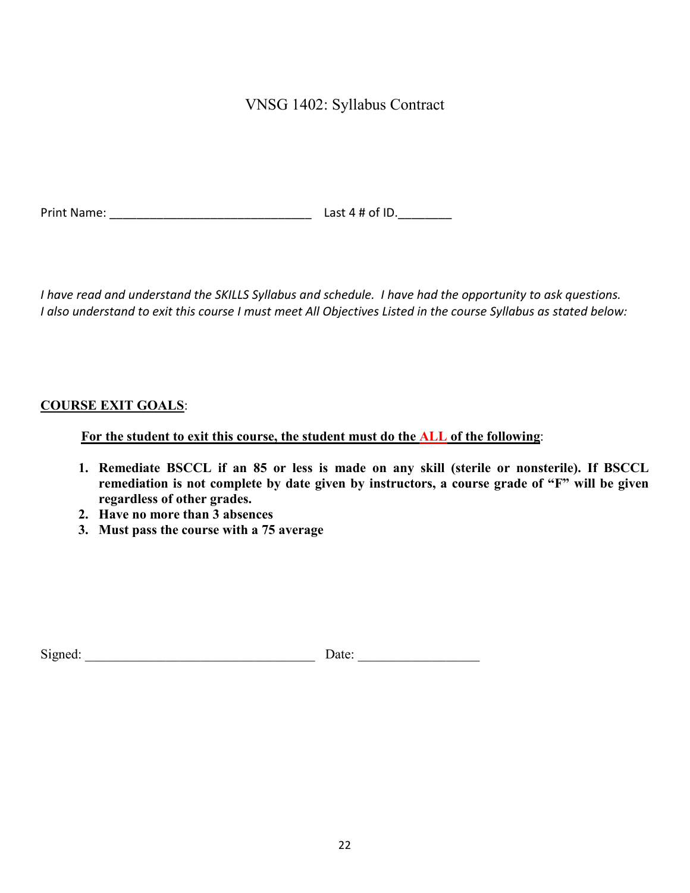# VNSG 1402: Syllabus Contract

Print Name: ______________________________ Last 4 # of ID.________

*I have read and understand the SKILLS Syllabus and schedule. I have had the opportunity to ask questions. I also understand to exit this course I must meet All Objectives Listed in the course Syllabus as stated below:*

**COURSE EXIT GOALS**:

**For the student to exit this course, the student must do the ALL of the following**:

1. **Remediate BSCCL if an 85 or less is made on any skill (sterile or nonsterile). If BSCCL remediation is not complete by date given by instructors, a course grade of "F" will be given regardless of other grades.**
2. **Have no more than 3 absences**
3. **Must pass the course with a 75 average**

Signed: __________________________________ Date: __________________